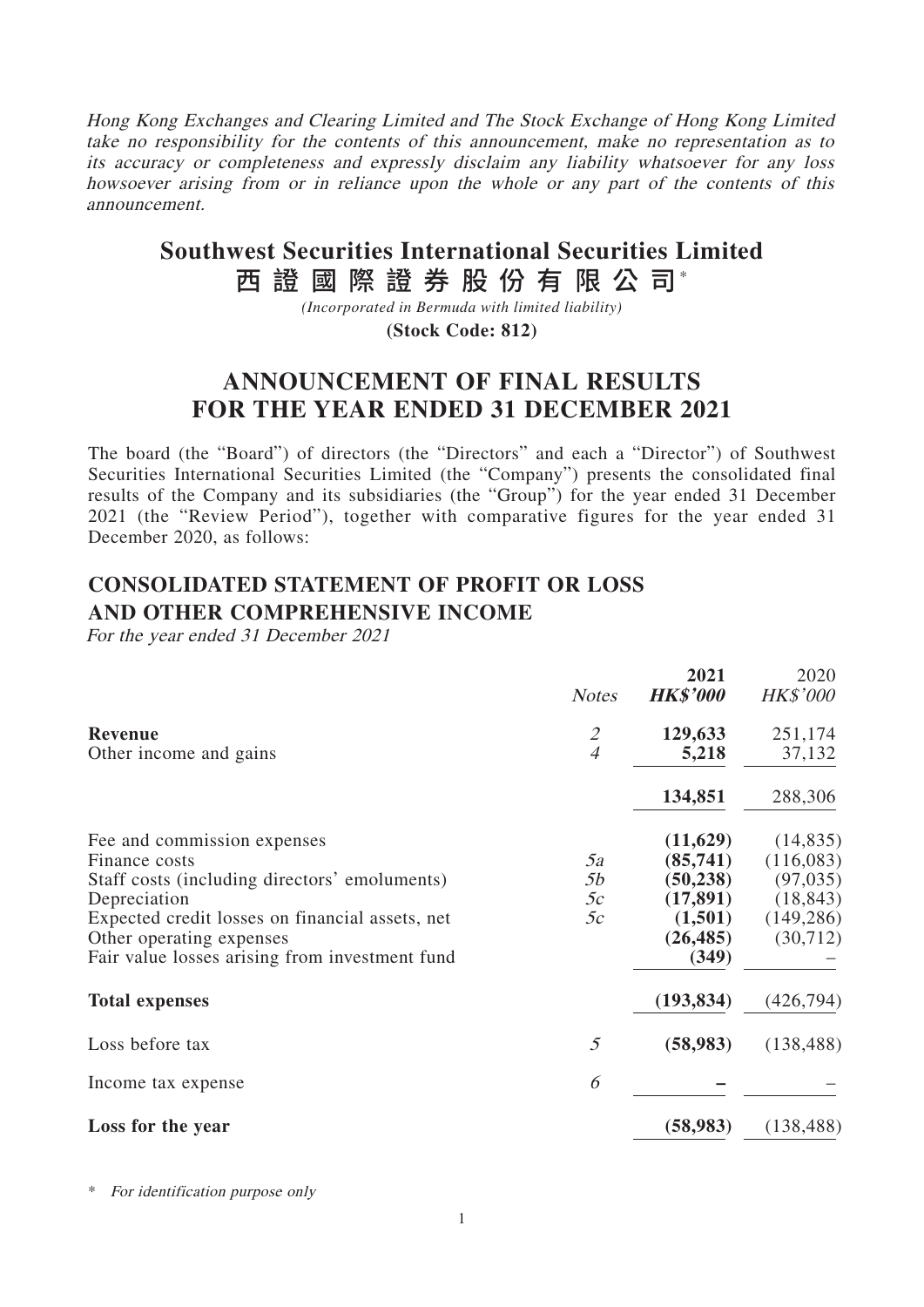*Hong Kong Exchanges and Clearing Limited and The Stock Exchange of Hong Kong Limited take no responsibility for the contents of this announcement, make no representation as to its accuracy or completeness and expressly disclaim any liability whatsoever for any loss howsoever arising from or in reliance upon the whole or any part of the contents of this announcement.*

# Southwest Securities International Securities Limited
# 西證國際證券股份有限公司*

*(Incorporated in Bermuda with limited liability)*

**(Stock Code: 812)**

# ANNOUNCEMENT OF FINAL RESULTS FOR THE YEAR ENDED 31 DECEMBER 2021

The board (the "Board") of directors (the "Directors" and each a "Director") of Southwest Securities International Securities Limited (the "Company") presents the consolidated final results of the Company and its subsidiaries (the "Group") for the year ended 31 December 2021 (the "Review Period"), together with comparative figures for the year ended 31 December 2020, as follows:

## CONSOLIDATED STATEMENT OF PROFIT OR LOSS AND OTHER COMPREHENSIVE INCOME

*For the year ended 31 December 2021*

| | *Notes* | **2021** ***HK$'000*** | 2020 *HK$'000* |
|---|---|---|---|
| **Revenue** | *2* | **129,633** | 251,174 |
| Other income and gains | *4* | **5,218** | 37,132 |
| | | **134,851** | 288,306 |
| Fee and commission expenses | | **(11,629)** | (14,835) |
| Finance costs | *5a* | **(85,741)** | (116,083) |
| Staff costs (including directors' emoluments) | *5b* | **(50,238)** | (97,035) |
| Depreciation | *5c* | **(17,891)** | (18,843) |
| Expected credit losses on financial assets, net | *5c* | **(1,501)** | (149,286) |
| Other operating expenses | | **(26,485)** | (30,712) |
| Fair value losses arising from investment fund | | **(349)** | – |
| **Total expenses** | | **(193,834)** | (426,794) |
| Loss before tax | *5* | **(58,983)** | (138,488) |
| Income tax expense | *6* | **–** | – |
| **Loss for the year** | | **(58,983)** | (138,488) |

\* *For identification purpose only*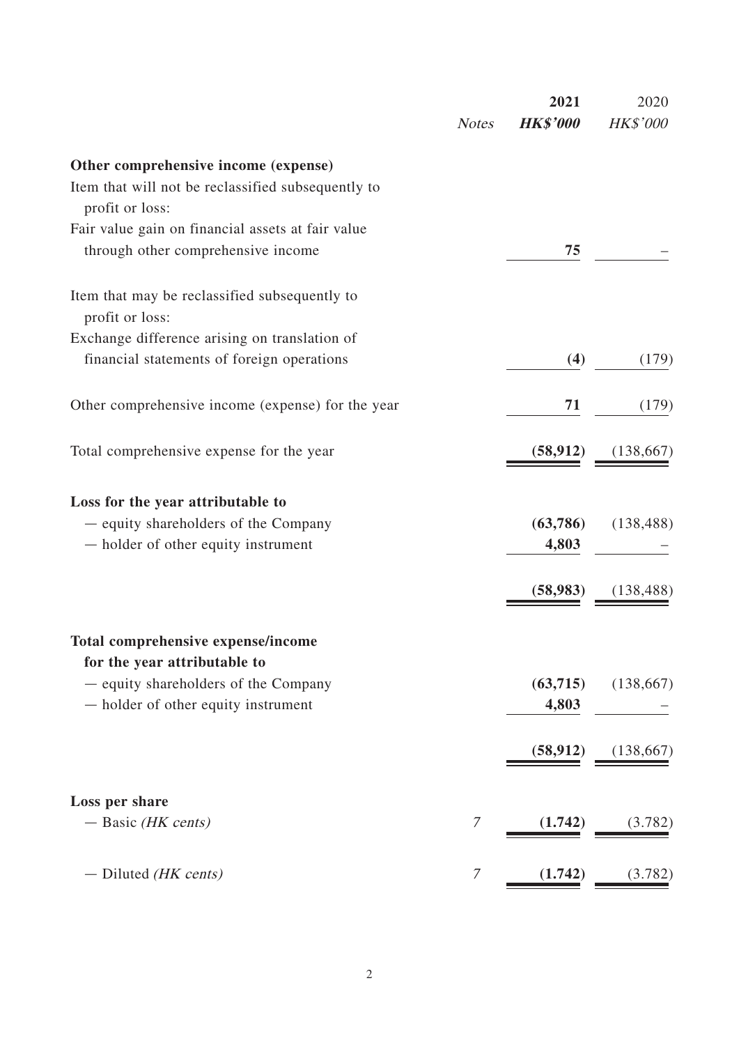| | Notes | 2021 HK$'000 | 2020 HK$'000 |
|---|---|---|---|
| **Other comprehensive income (expense)** | | | |
| Item that will not be reclassified subsequently to profit or loss: | | | |
| Fair value gain on financial assets at fair value through other comprehensive income | | **75** | – |
| Item that may be reclassified subsequently to profit or loss: | | | |
| Exchange difference arising on translation of financial statements of foreign operations | | **(4)** | (179) |
| Other comprehensive income (expense) for the year | | **71** | (179) |
| Total comprehensive expense for the year | | **(58,912)** | (138,667) |
| **Loss for the year attributable to** | | | |
| — equity shareholders of the Company | | **(63,786)** | (138,488) |
| — holder of other equity instrument | | **4,803** | – |
| | | **(58,983)** | (138,488) |
| **Total comprehensive expense/income for the year attributable to** | | | |
| — equity shareholders of the Company | | **(63,715)** | (138,667) |
| — holder of other equity instrument | | **4,803** | – |
| | | **(58,912)** | (138,667) |
| **Loss per share** | | | |
| — Basic *(HK cents)* | 7 | **(1.742)** | (3.782) |
| — Diluted *(HK cents)* | 7 | **(1.742)** | (3.782) |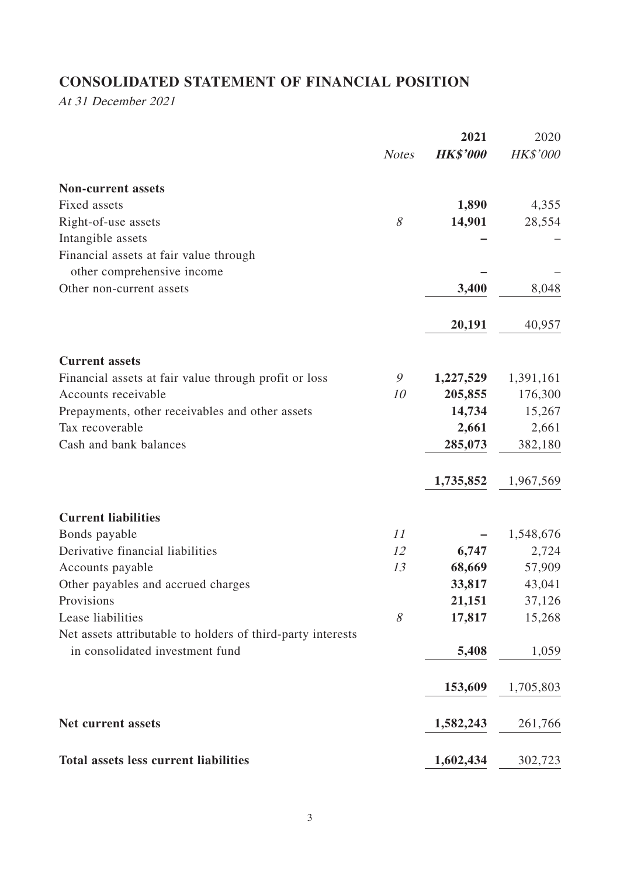## CONSOLIDATED STATEMENT OF FINANCIAL POSITION

*At 31 December 2021*

| | Notes | 2021 HK$'000 | 2020 HK$'000 |
|---|---|---|---|
| **Non-current assets** | | | |
| Fixed assets | | **1,890** | 4,355 |
| Right-of-use assets | *8* | **14,901** | 28,554 |
| Intangible assets | | **–** | – |
| Financial assets at fair value through other comprehensive income | | **–** | – |
| Other non-current assets | | **3,400** | 8,048 |
| | | **20,191** | 40,957 |
| **Current assets** | | | |
| Financial assets at fair value through profit or loss | *9* | **1,227,529** | 1,391,161 |
| Accounts receivable | *10* | **205,855** | 176,300 |
| Prepayments, other receivables and other assets | | **14,734** | 15,267 |
| Tax recoverable | | **2,661** | 2,661 |
| Cash and bank balances | | **285,073** | 382,180 |
| | | **1,735,852** | 1,967,569 |
| **Current liabilities** | | | |
| Bonds payable | *11* | **–** | 1,548,676 |
| Derivative financial liabilities | *12* | **6,747** | 2,724 |
| Accounts payable | *13* | **68,669** | 57,909 |
| Other payables and accrued charges | | **33,817** | 43,041 |
| Provisions | | **21,151** | 37,126 |
| Lease liabilities | *8* | **17,817** | 15,268 |
| Net assets attributable to holders of third-party interests in consolidated investment fund | | **5,408** | 1,059 |
| | | **153,609** | 1,705,803 |
| **Net current assets** | | **1,582,243** | 261,766 |
| **Total assets less current liabilities** | | **1,602,434** | 302,723 |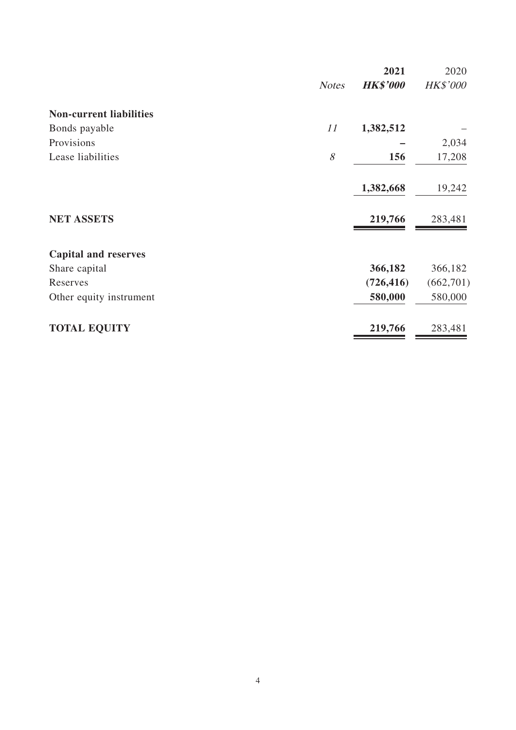| | Notes | 2021 HK$'000 | 2020 HK$'000 |
|---|---|---|---|
| **Non-current liabilities** | | | |
| Bonds payable | 11 | **1,382,512** | – |
| Provisions | | **–** | 2,034 |
| Lease liabilities | 8 | **156** | 17,208 |
| | | **1,382,668** | 19,242 |
| **NET ASSETS** | | **219,766** | 283,481 |
| **Capital and reserves** | | | |
| Share capital | | **366,182** | 366,182 |
| Reserves | | **(726,416)** | (662,701) |
| Other equity instrument | | **580,000** | 580,000 |
| **TOTAL EQUITY** | | **219,766** | 283,481 |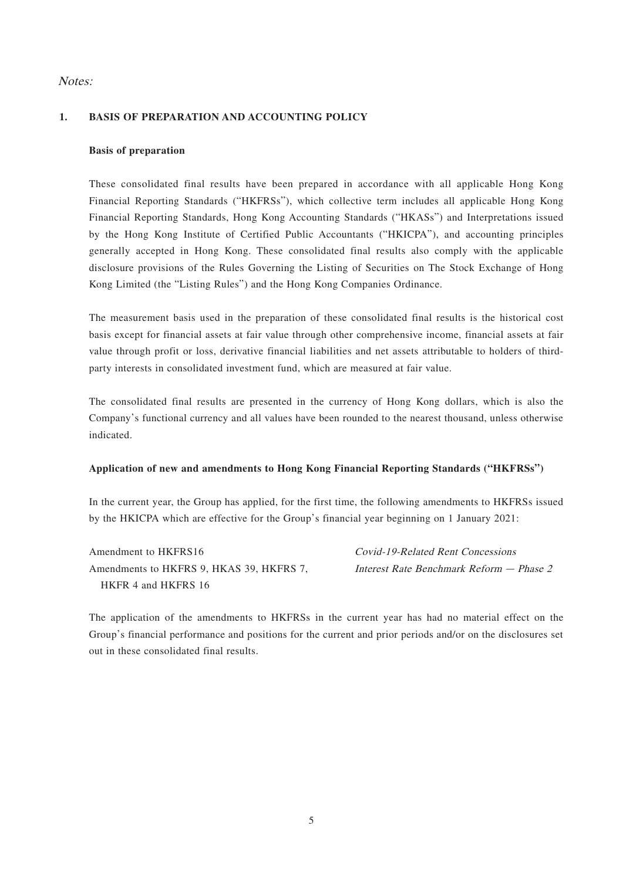*Notes:*

## 1. BASIS OF PREPARATION AND ACCOUNTING POLICY

### Basis of preparation

These consolidated final results have been prepared in accordance with all applicable Hong Kong Financial Reporting Standards ("HKFRSs"), which collective term includes all applicable Hong Kong Financial Reporting Standards, Hong Kong Accounting Standards ("HKASs") and Interpretations issued by the Hong Kong Institute of Certified Public Accountants ("HKICPA"), and accounting principles generally accepted in Hong Kong. These consolidated final results also comply with the applicable disclosure provisions of the Rules Governing the Listing of Securities on The Stock Exchange of Hong Kong Limited (the "Listing Rules") and the Hong Kong Companies Ordinance.

The measurement basis used in the preparation of these consolidated final results is the historical cost basis except for financial assets at fair value through other comprehensive income, financial assets at fair value through profit or loss, derivative financial liabilities and net assets attributable to holders of third-party interests in consolidated investment fund, which are measured at fair value.

The consolidated final results are presented in the currency of Hong Kong dollars, which is also the Company's functional currency and all values have been rounded to the nearest thousand, unless otherwise indicated.

### Application of new and amendments to Hong Kong Financial Reporting Standards ("HKFRSs")

In the current year, the Group has applied, for the first time, the following amendments to HKFRSs issued by the HKICPA which are effective for the Group's financial year beginning on 1 January 2021:

| | |
|---|---|
| Amendment to HKFRS16 | *Covid-19-Related Rent Concessions* |
| Amendments to HKFRS 9, HKAS 39, HKFRS 7, HKFR 4 and HKFRS 16 | *Interest Rate Benchmark Reform — Phase 2* |

The application of the amendments to HKFRSs in the current year has had no material effect on the Group's financial performance and positions for the current and prior periods and/or on the disclosures set out in these consolidated final results.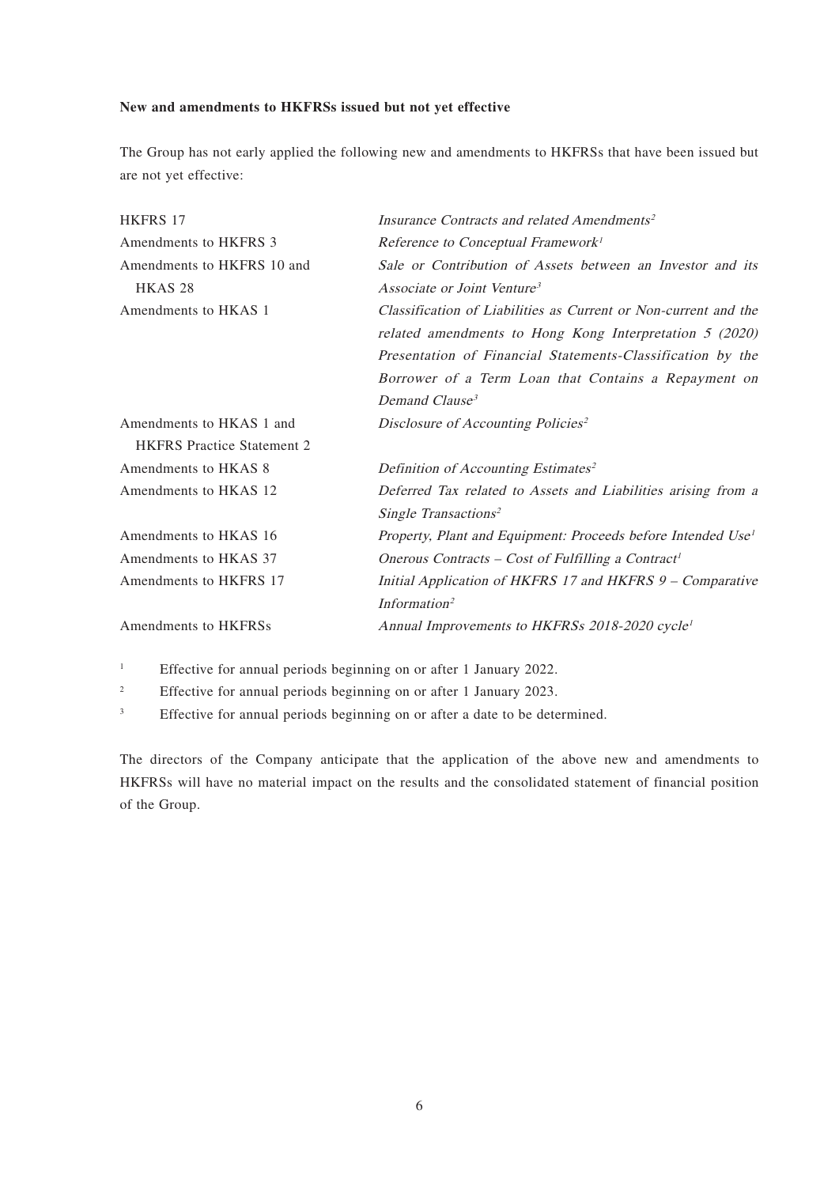**New and amendments to HKFRSs issued but not yet effective**

The Group has not early applied the following new and amendments to HKFRSs that have been issued but are not yet effective:

| | |
|---|---|
| HKFRS 17 | *Insurance Contracts and related Amendments*[2] |
| Amendments to HKFRS 3 | *Reference to Conceptual Framework*[1] |
| Amendments to HKFRS 10 and HKAS 28 | *Sale or Contribution of Assets between an Investor and its Associate or Joint Venture*[3] |
| Amendments to HKAS 1 | *Classification of Liabilities as Current or Non-current and the related amendments to Hong Kong Interpretation 5 (2020) Presentation of Financial Statements-Classification by the Borrower of a Term Loan that Contains a Repayment on Demand Clause*[3] |
| Amendments to HKAS 1 and HKFRS Practice Statement 2 | *Disclosure of Accounting Policies*[2] |
| Amendments to HKAS 8 | *Definition of Accounting Estimates*[2] |
| Amendments to HKAS 12 | *Deferred Tax related to Assets and Liabilities arising from a Single Transactions*[2] |
| Amendments to HKAS 16 | *Property, Plant and Equipment: Proceeds before Intended Use*[1] |
| Amendments to HKAS 37 | *Onerous Contracts – Cost of Fulfilling a Contract*[1] |
| Amendments to HKFRS 17 | *Initial Application of HKFRS 17 and HKFRS 9 – Comparative Information*[2] |
| Amendments to HKFRSs | *Annual Improvements to HKFRSs 2018-2020 cycle*[1] |

[1] Effective for annual periods beginning on or after 1 January 2022.

[2] Effective for annual periods beginning on or after 1 January 2023.

[3] Effective for annual periods beginning on or after a date to be determined.

The directors of the Company anticipate that the application of the above new and amendments to HKFRSs will have no material impact on the results and the consolidated statement of financial position of the Group.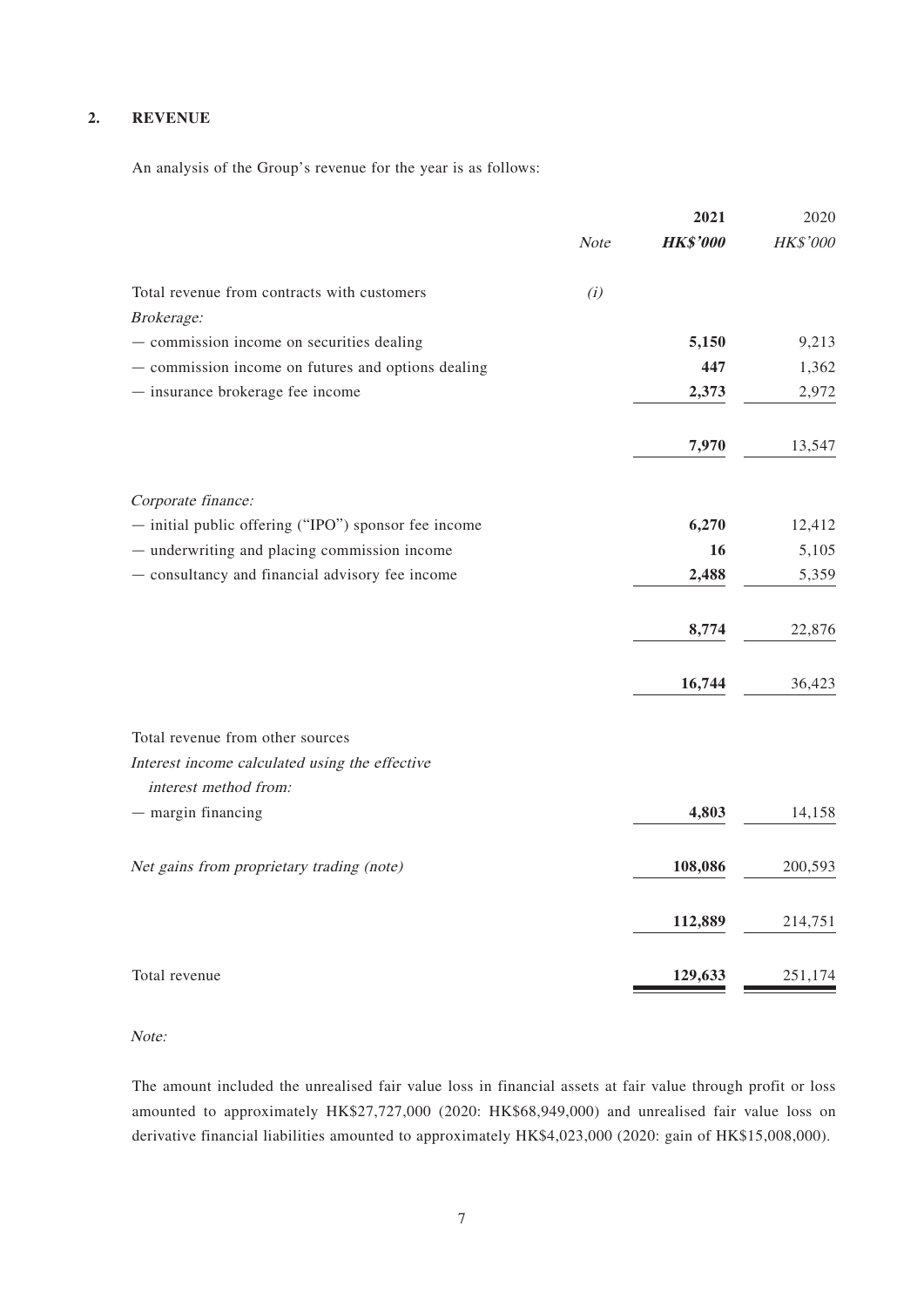## 2. REVENUE

An analysis of the Group's revenue for the year is as follows:

| | Note | 2021 | 2020 |
|---|---|---|---|
| | | **HK$'000** | HK$'000 |
| Total revenue from contracts with customers | *(i)* | | |
| *Brokerage:* | | | |
| — commission income on securities dealing | | **5,150** | 9,213 |
| — commission income on futures and options dealing | | **447** | 1,362 |
| — insurance brokerage fee income | | **2,373** | 2,972 |
| | | **7,970** | 13,547 |
| *Corporate finance:* | | | |
| — initial public offering ("IPO") sponsor fee income | | **6,270** | 12,412 |
| — underwriting and placing commission income | | **16** | 5,105 |
| — consultancy and financial advisory fee income | | **2,488** | 5,359 |
| | | **8,774** | 22,876 |
| | | **16,744** | 36,423 |
| Total revenue from other sources | | | |
| *Interest income calculated using the effective interest method from:* | | | |
| — margin financing | | **4,803** | 14,158 |
| *Net gains from proprietary trading (note)* | | **108,086** | 200,593 |
| | | **112,889** | 214,751 |
| Total revenue | | **129,633** | 251,174 |

*Note:*

The amount included the unrealised fair value loss in financial assets at fair value through profit or loss amounted to approximately HK$27,727,000 (2020: HK$68,949,000) and unrealised fair value loss on derivative financial liabilities amounted to approximately HK$4,023,000 (2020: gain of HK$15,008,000).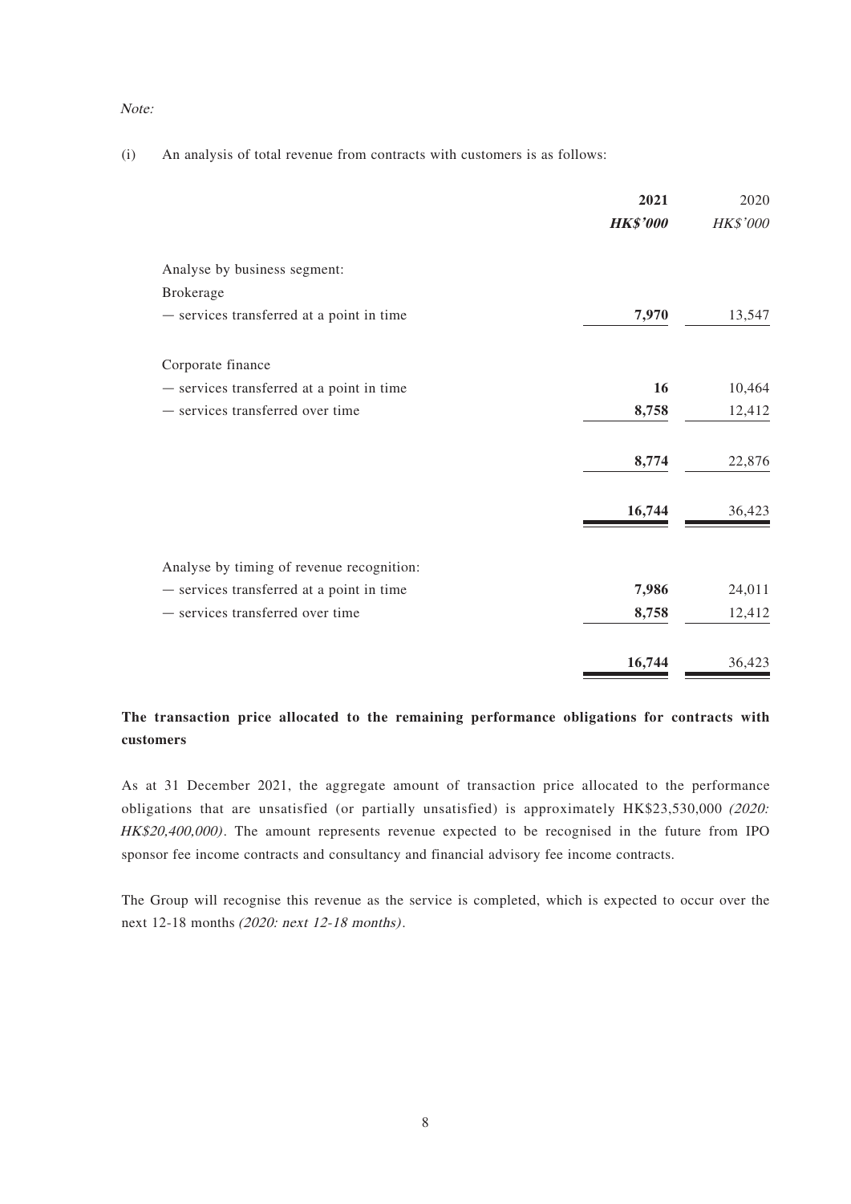*Note:*

(i) An analysis of total revenue from contracts with customers is as follows:

| | **2021** | 2020 |
|---|---|---|
| | ***HK$'000*** | *HK$'000* |
| Analyse by business segment: | | |
| Brokerage | | |
| — services transferred at a point in time | **7,970** | 13,547 |
| Corporate finance | | |
| — services transferred at a point in time | **16** | 10,464 |
| — services transferred over time | **8,758** | 12,412 |
| | **8,774** | 22,876 |
| | **16,744** | 36,423 |
| Analyse by timing of revenue recognition: | | |
| — services transferred at a point in time | **7,986** | 24,011 |
| — services transferred over time | **8,758** | 12,412 |
| | **16,744** | 36,423 |

**The transaction price allocated to the remaining performance obligations for contracts with customers**

As at 31 December 2021, the aggregate amount of transaction price allocated to the performance obligations that are unsatisfied (or partially unsatisfied) is approximately HK$23,530,000 *(2020: HK$20,400,000)*. The amount represents revenue expected to be recognised in the future from IPO sponsor fee income contracts and consultancy and financial advisory fee income contracts.

The Group will recognise this revenue as the service is completed, which is expected to occur over the next 12-18 months *(2020: next 12-18 months)*.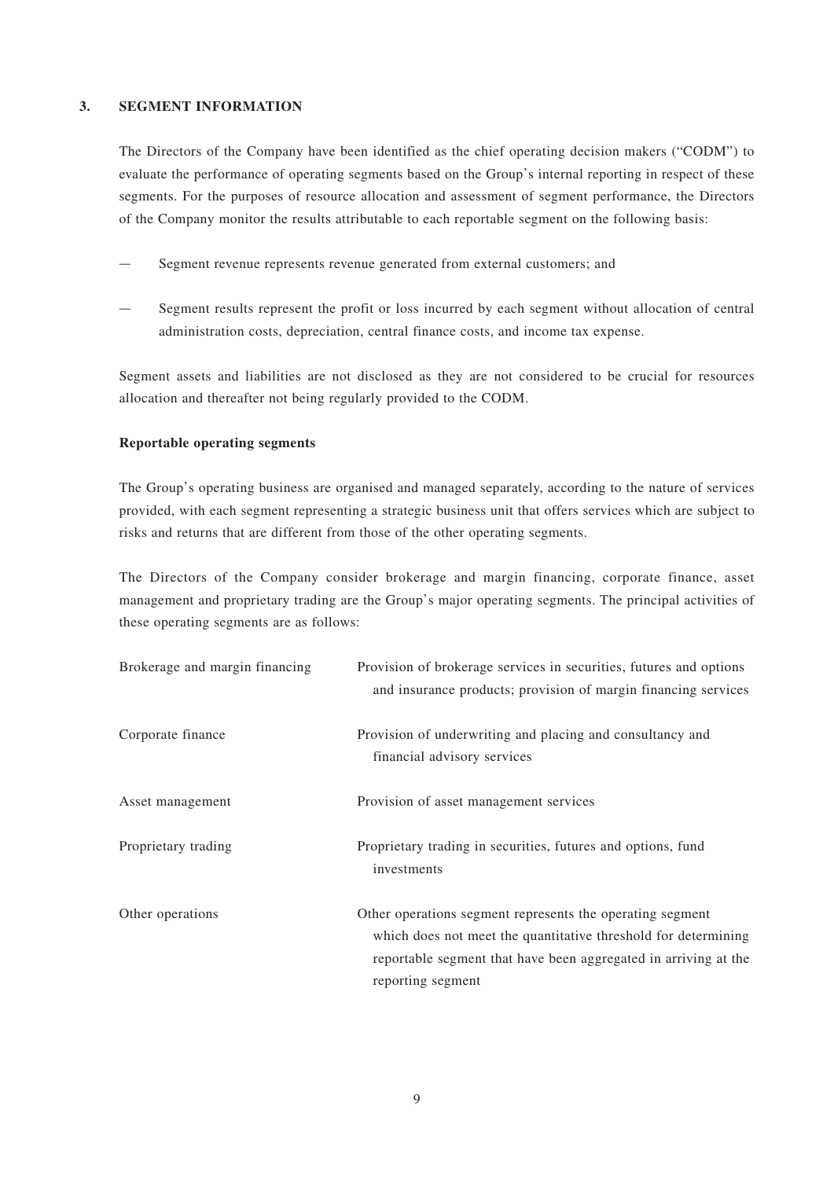## 3. SEGMENT INFORMATION

The Directors of the Company have been identified as the chief operating decision makers ("CODM") to evaluate the performance of operating segments based on the Group's internal reporting in respect of these segments. For the purposes of resource allocation and assessment of segment performance, the Directors of the Company monitor the results attributable to each reportable segment on the following basis:

— Segment revenue represents revenue generated from external customers; and

— Segment results represent the profit or loss incurred by each segment without allocation of central administration costs, depreciation, central finance costs, and income tax expense.

Segment assets and liabilities are not disclosed as they are not considered to be crucial for resources allocation and thereafter not being regularly provided to the CODM.

**Reportable operating segments**

The Group's operating business are organised and managed separately, according to the nature of services provided, with each segment representing a strategic business unit that offers services which are subject to risks and returns that are different from those of the other operating segments.

The Directors of the Company consider brokerage and margin financing, corporate finance, asset management and proprietary trading are the Group's major operating segments. The principal activities of these operating segments are as follows:

| | |
|---|---|
| Brokerage and margin financing | Provision of brokerage services in securities, futures and options and insurance products; provision of margin financing services |
| Corporate finance | Provision of underwriting and placing and consultancy and financial advisory services |
| Asset management | Provision of asset management services |
| Proprietary trading | Proprietary trading in securities, futures and options, fund investments |
| Other operations | Other operations segment represents the operating segment which does not meet the quantitative threshold for determining reportable segment that have been aggregated in arriving at the reporting segment |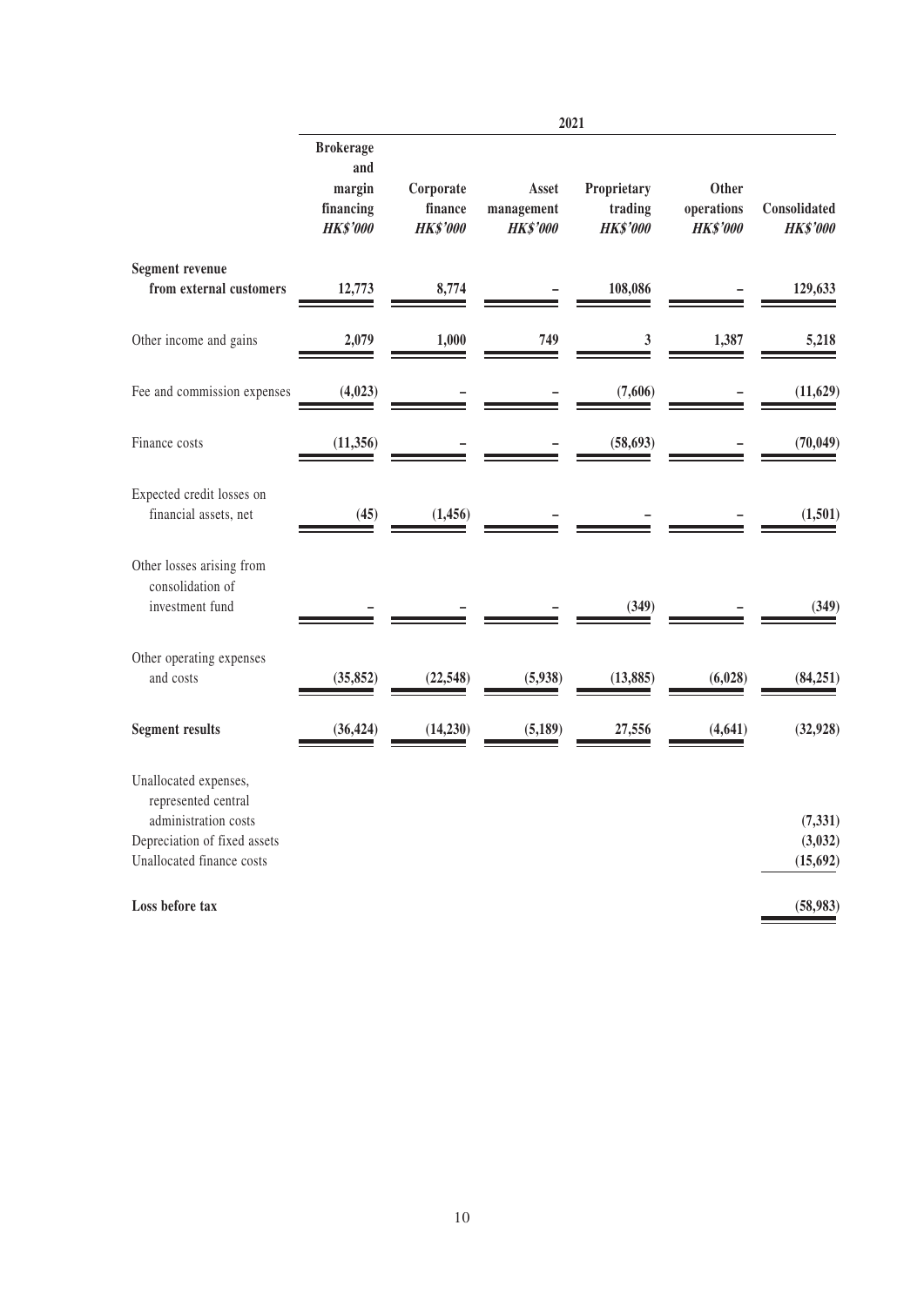| | 2021 | | | | | |
|---|---|---|---|---|---|---|
| | Brokerage and margin financing *HK$'000* | Corporate finance *HK$'000* | Asset management *HK$'000* | Proprietary trading *HK$'000* | Other operations *HK$'000* | Consolidated *HK$'000* |
| **Segment revenue from external customers** | 12,773 | 8,774 | – | 108,086 | – | 129,633 |
| Other income and gains | 2,079 | 1,000 | 749 | 3 | 1,387 | 5,218 |
| Fee and commission expenses | (4,023) | – | – | (7,606) | – | (11,629) |
| Finance costs | (11,356) | – | – | (58,693) | – | (70,049) |
| Expected credit losses on financial assets, net | (45) | (1,456) | – | – | – | (1,501) |
| Other losses arising from consolidation of investment fund | – | – | – | (349) | – | (349) |
| Other operating expenses and costs | (35,852) | (22,548) | (5,938) | (13,885) | (6,028) | (84,251) |
| **Segment results** | (36,424) | (14,230) | (5,189) | 27,556 | (4,641) | (32,928) |
| Unallocated expenses, represented central administration costs | | | | | | (7,331) |
| Depreciation of fixed assets | | | | | | (3,032) |
| Unallocated finance costs | | | | | | (15,692) |
| **Loss before tax** | | | | | | (58,983) |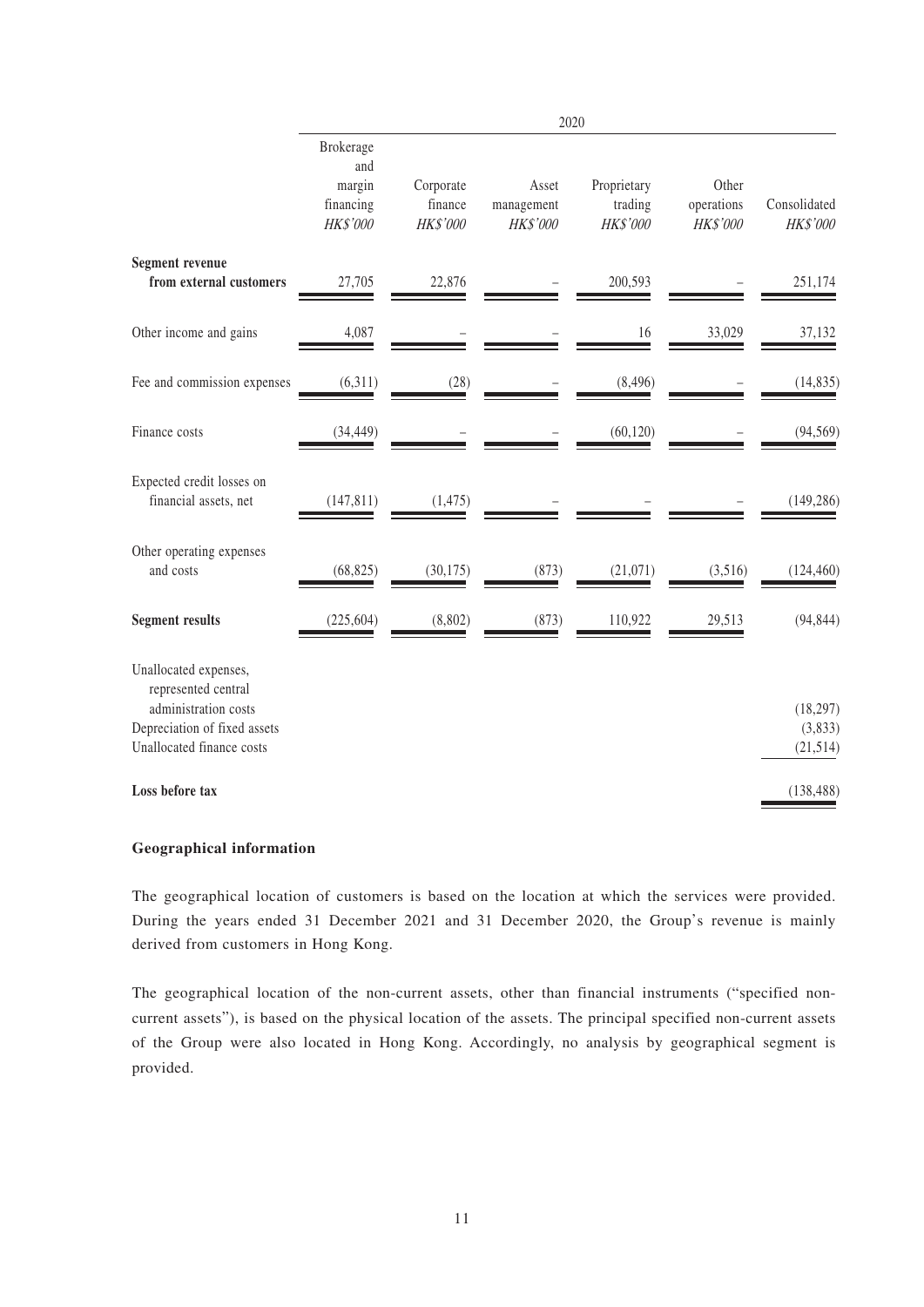| | 2020 | | | | | |
|---|---|---|---|---|---|---|
| | Brokerage and margin financing *HK$'000* | Corporate finance *HK$'000* | Asset management *HK$'000* | Proprietary trading *HK$'000* | Other operations *HK$'000* | Consolidated *HK$'000* |
| **Segment revenue from external customers** | 27,705 | 22,876 | – | 200,593 | – | 251,174 |
| Other income and gains | 4,087 | – | – | 16 | 33,029 | 37,132 |
| Fee and commission expenses | (6,311) | (28) | – | (8,496) | – | (14,835) |
| Finance costs | (34,449) | – | – | (60,120) | – | (94,569) |
| Expected credit losses on financial assets, net | (147,811) | (1,475) | – | – | – | (149,286) |
| Other operating expenses and costs | (68,825) | (30,175) | (873) | (21,071) | (3,516) | (124,460) |
| **Segment results** | (225,604) | (8,802) | (873) | 110,922 | 29,513 | (94,844) |
| Unallocated expenses, represented central administration costs | | | | | | (18,297) |
| Depreciation of fixed assets | | | | | | (3,833) |
| Unallocated finance costs | | | | | | (21,514) |
| **Loss before tax** | | | | | | (138,488) |

### Geographical information

The geographical location of customers is based on the location at which the services were provided. During the years ended 31 December 2021 and 31 December 2020, the Group's revenue is mainly derived from customers in Hong Kong.

The geographical location of the non-current assets, other than financial instruments ("specified non-current assets"), is based on the physical location of the assets. The principal specified non-current assets of the Group were also located in Hong Kong. Accordingly, no analysis by geographical segment is provided.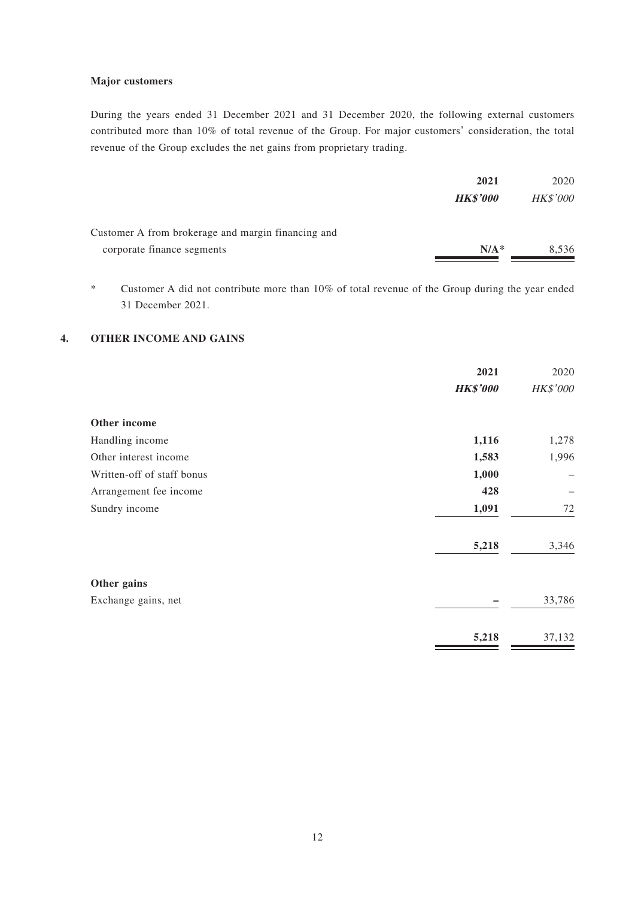**Major customers**

During the years ended 31 December 2021 and 31 December 2020, the following external customers contributed more than 10% of total revenue of the Group. For major customers' consideration, the total revenue of the Group excludes the net gains from proprietary trading.

| | **2021** | 2020 |
|---|---|---|
| | ***HK$'000*** | *HK$'000* |
| Customer A from brokerage and margin financing and corporate finance segments | **N/A*** | 8,536 |

\* Customer A did not contribute more than 10% of total revenue of the Group during the year ended 31 December 2021.

## 4. OTHER INCOME AND GAINS

| | **2021** | 2020 |
|---|---|---|
| | ***HK$'000*** | *HK$'000* |
| **Other income** | | |
| Handling income | **1,116** | 1,278 |
| Other interest income | **1,583** | 1,996 |
| Written-off of staff bonus | **1,000** | – |
| Arrangement fee income | **428** | – |
| Sundry income | **1,091** | 72 |
| | **5,218** | 3,346 |
| **Other gains** | | |
| Exchange gains, net | **–** | 33,786 |
| | **5,218** | 37,132 |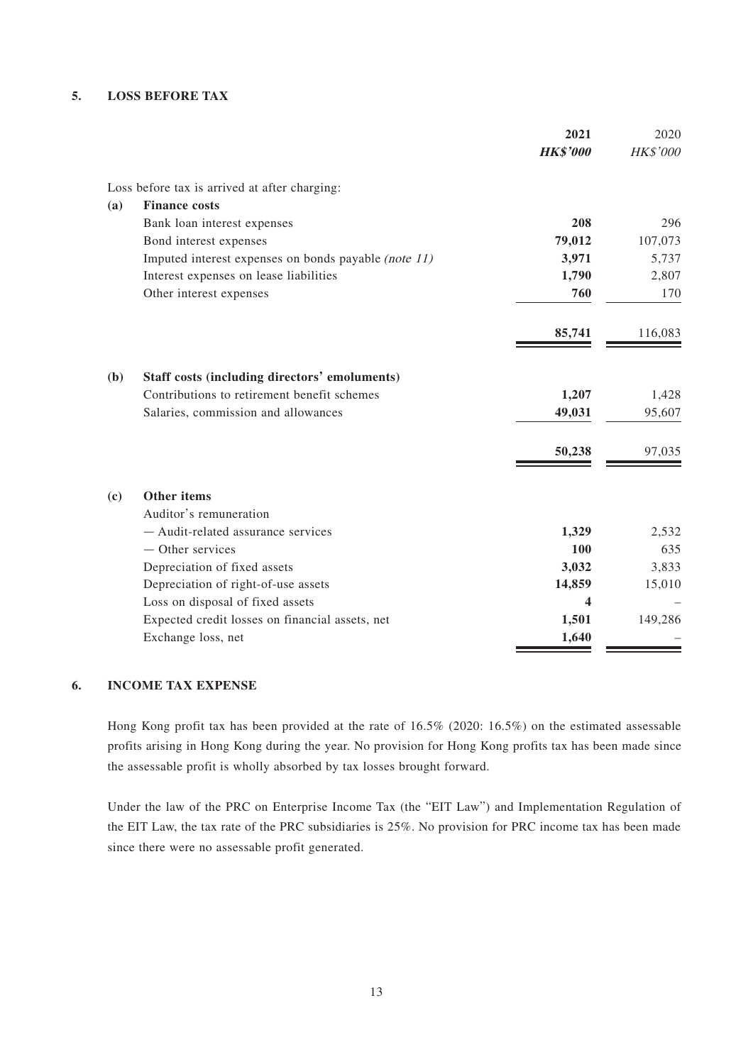## 5. LOSS BEFORE TAX

| | | 2021 | 2020 |
|---|---|---|---|
| | | ***HK$'000*** | *HK$'000* |
| | Loss before tax is arrived at after charging: | | |
| **(a)** | **Finance costs** | | |
| | Bank loan interest expenses | **208** | 296 |
| | Bond interest expenses | **79,012** | 107,073 |
| | Imputed interest expenses on bonds payable *(note 11)* | **3,971** | 5,737 |
| | Interest expenses on lease liabilities | **1,790** | 2,807 |
| | Other interest expenses | **760** | 170 |
| | | **85,741** | 116,083 |
| **(b)** | **Staff costs (including directors' emoluments)** | | |
| | Contributions to retirement benefit schemes | **1,207** | 1,428 |
| | Salaries, commission and allowances | **49,031** | 95,607 |
| | | **50,238** | 97,035 |
| **(c)** | **Other items** | | |
| | Auditor's remuneration | | |
| | — Audit-related assurance services | **1,329** | 2,532 |
| | — Other services | **100** | 635 |
| | Depreciation of fixed assets | **3,032** | 3,833 |
| | Depreciation of right-of-use assets | **14,859** | 15,010 |
| | Loss on disposal of fixed assets | **4** | – |
| | Expected credit losses on financial assets, net | **1,501** | 149,286 |
| | Exchange loss, net | **1,640** | – |

## 6. INCOME TAX EXPENSE

Hong Kong profit tax has been provided at the rate of 16.5% (2020: 16.5%) on the estimated assessable profits arising in Hong Kong during the year. No provision for Hong Kong profits tax has been made since the assessable profit is wholly absorbed by tax losses brought forward.

Under the law of the PRC on Enterprise Income Tax (the "EIT Law") and Implementation Regulation of the EIT Law, the tax rate of the PRC subsidiaries is 25%. No provision for PRC income tax has been made since there were no assessable profit generated.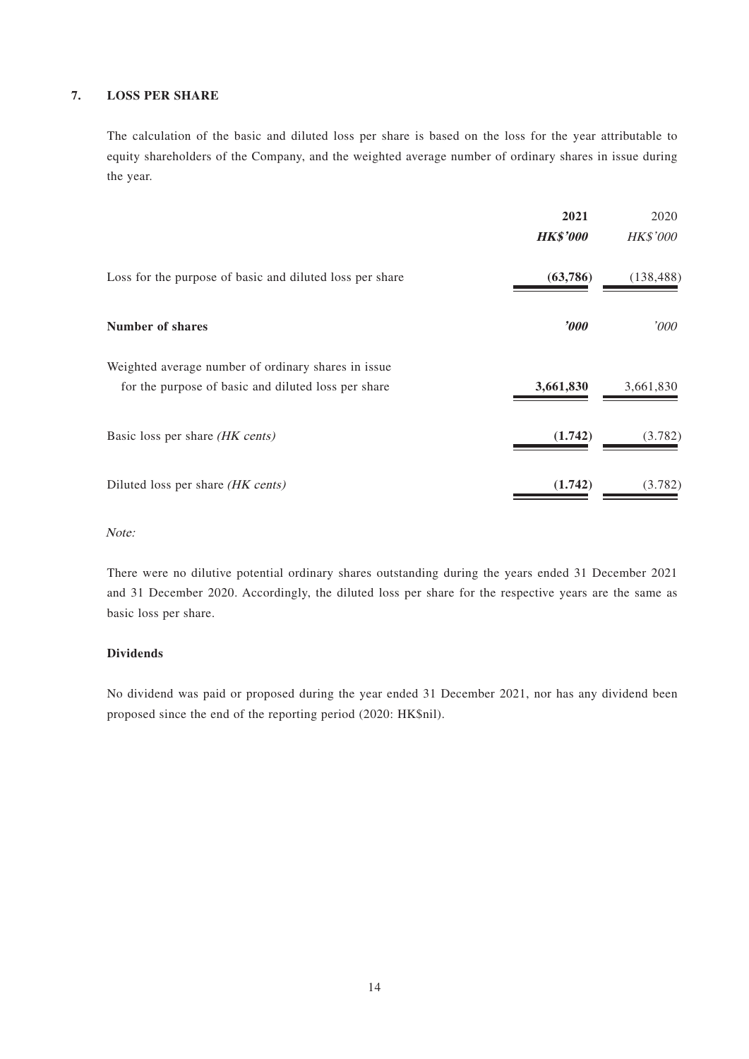## 7. LOSS PER SHARE

The calculation of the basic and diluted loss per share is based on the loss for the year attributable to equity shareholders of the Company, and the weighted average number of ordinary shares in issue during the year.

| | **2021** | 2020 |
|---|---|---|
| | ***HK$'000*** | *HK$'000* |
| Loss for the purpose of basic and diluted loss per share | **(63,786)** | (138,488) |
| **Number of shares** | ***'000*** | *'000* |
| Weighted average number of ordinary shares in issue for the purpose of basic and diluted loss per share | **3,661,830** | 3,661,830 |
| Basic loss per share *(HK cents)* | **(1.742)** | (3.782) |
| Diluted loss per share *(HK cents)* | **(1.742)** | (3.782) |

*Note:*

There were no dilutive potential ordinary shares outstanding during the years ended 31 December 2021 and 31 December 2020. Accordingly, the diluted loss per share for the respective years are the same as basic loss per share.

**Dividends**

No dividend was paid or proposed during the year ended 31 December 2021, nor has any dividend been proposed since the end of the reporting period (2020: HK$nil).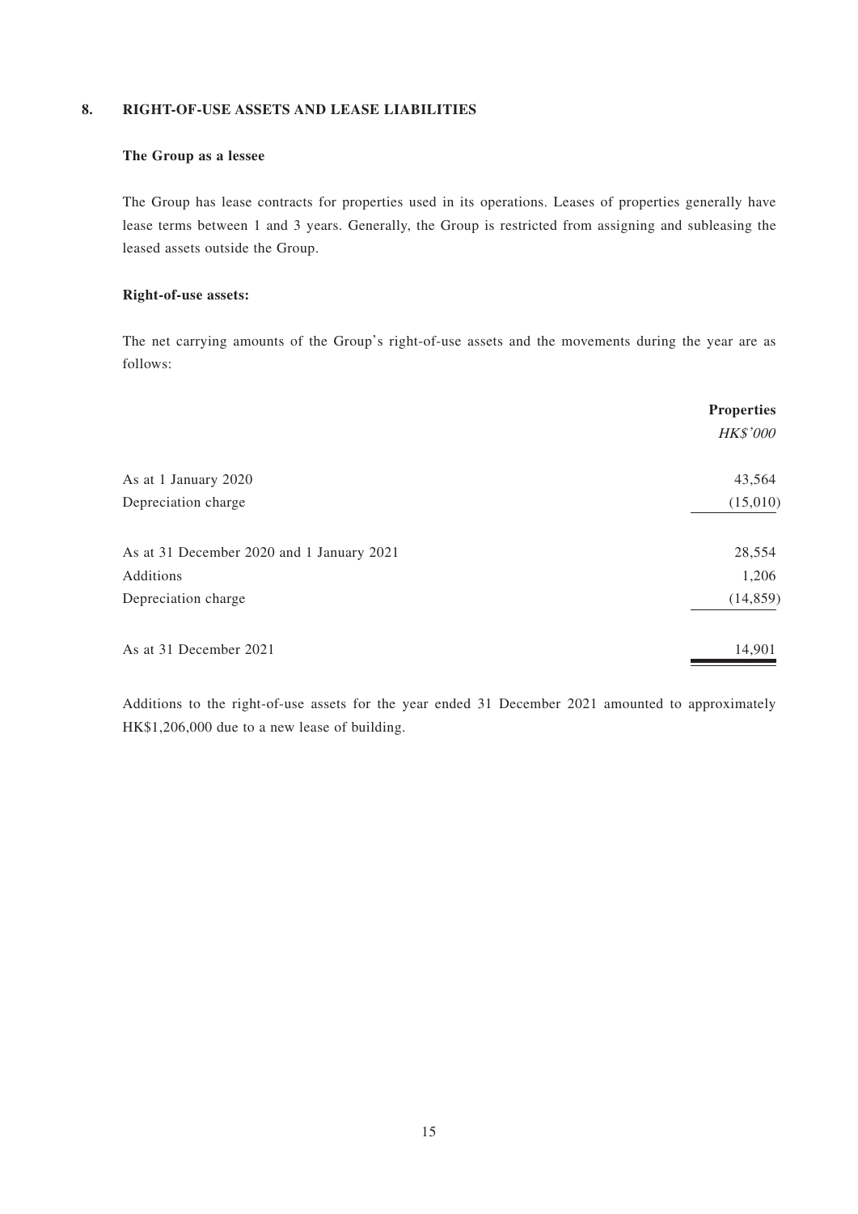## 8. RIGHT-OF-USE ASSETS AND LEASE LIABILITIES

### The Group as a lessee

The Group has lease contracts for properties used in its operations. Leases of properties generally have lease terms between 1 and 3 years. Generally, the Group is restricted from assigning and subleasing the leased assets outside the Group.

### Right-of-use assets:

The net carrying amounts of the Group's right-of-use assets and the movements during the year are as follows:

| | **Properties** |
|---|---|
| | *HK$'000* |
| As at 1 January 2020 | 43,564 |
| Depreciation charge | (15,010) |
| As at 31 December 2020 and 1 January 2021 | 28,554 |
| Additions | 1,206 |
| Depreciation charge | (14,859) |
| As at 31 December 2021 | 14,901 |

Additions to the right-of-use assets for the year ended 31 December 2021 amounted to approximately HK$1,206,000 due to a new lease of building.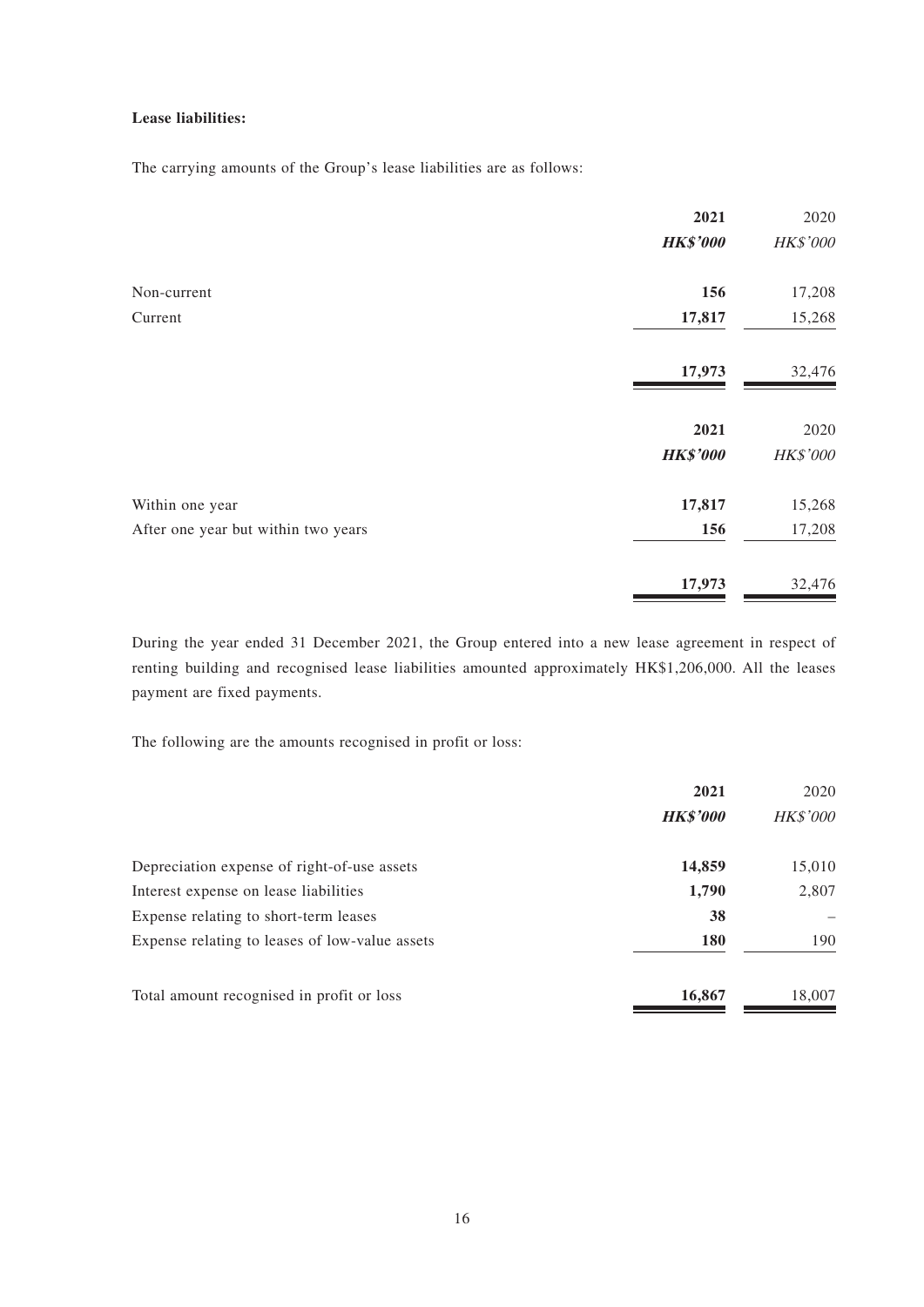**Lease liabilities:**

The carrying amounts of the Group's lease liabilities are as follows:

| | 2021 | 2020 |
|---|---|---|
| | ***HK$'000*** | *HK$'000* |
| Non-current | **156** | 17,208 |
| Current | **17,817** | 15,268 |
| | **17,973** | 32,476 |

| | 2021 | 2020 |
|---|---|---|
| | ***HK$'000*** | *HK$'000* |
| Within one year | **17,817** | 15,268 |
| After one year but within two years | **156** | 17,208 |
| | **17,973** | 32,476 |

During the year ended 31 December 2021, the Group entered into a new lease agreement in respect of renting building and recognised lease liabilities amounted approximately HK$1,206,000. All the leases payment are fixed payments.

The following are the amounts recognised in profit or loss:

| | 2021 | 2020 |
|---|---|---|
| | ***HK$'000*** | *HK$'000* |
| Depreciation expense of right-of-use assets | **14,859** | 15,010 |
| Interest expense on lease liabilities | **1,790** | 2,807 |
| Expense relating to short-term leases | **38** | – |
| Expense relating to leases of low-value assets | **180** | 190 |
| Total amount recognised in profit or loss | **16,867** | 18,007 |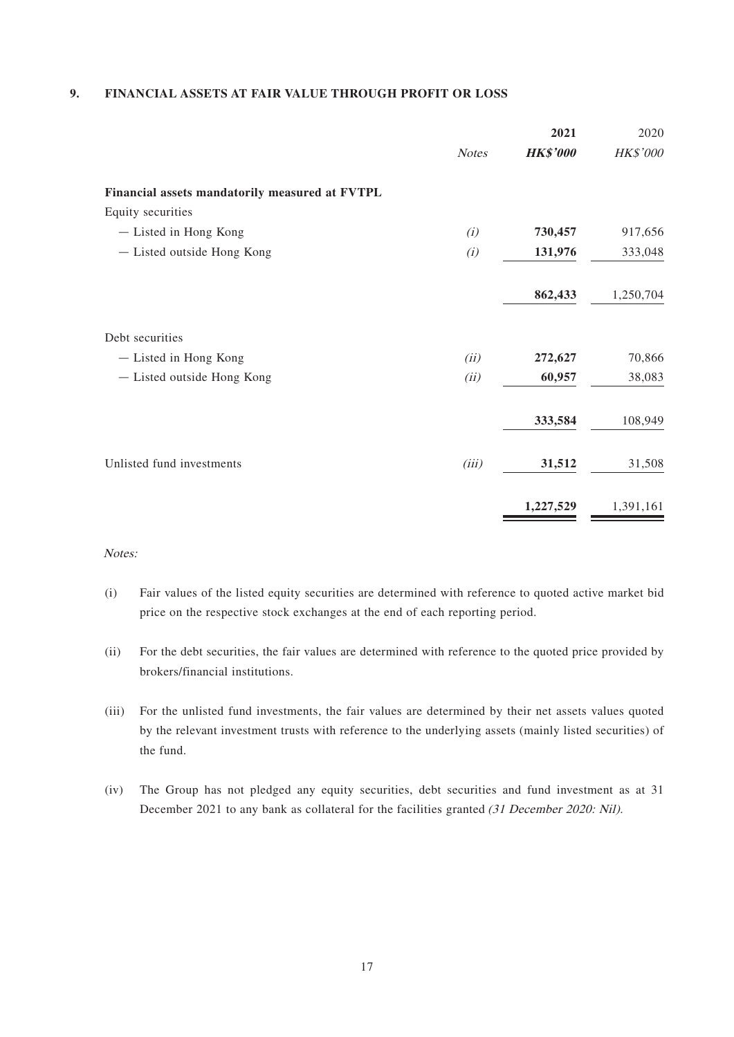## 9. FINANCIAL ASSETS AT FAIR VALUE THROUGH PROFIT OR LOSS

| | *Notes* | **2021** | 2020 |
|---|---|---|---|
| | | ***HK$'000*** | *HK$'000* |
| **Financial assets mandatorily measured at FVTPL** | | | |
| Equity securities | | | |
| — Listed in Hong Kong | *(i)* | **730,457** | 917,656 |
| — Listed outside Hong Kong | *(i)* | **131,976** | 333,048 |
| | | **862,433** | 1,250,704 |
| Debt securities | | | |
| — Listed in Hong Kong | *(ii)* | **272,627** | 70,866 |
| — Listed outside Hong Kong | *(ii)* | **60,957** | 38,083 |
| | | **333,584** | 108,949 |
| Unlisted fund investments | *(iii)* | **31,512** | 31,508 |
| | | **1,227,529** | 1,391,161 |

*Notes:*

(i) Fair values of the listed equity securities are determined with reference to quoted active market bid price on the respective stock exchanges at the end of each reporting period.

(ii) For the debt securities, the fair values are determined with reference to the quoted price provided by brokers/financial institutions.

(iii) For the unlisted fund investments, the fair values are determined by their net assets values quoted by the relevant investment trusts with reference to the underlying assets (mainly listed securities) of the fund.

(iv) The Group has not pledged any equity securities, debt securities and fund investment as at 31 December 2021 to any bank as collateral for the facilities granted *(31 December 2020: Nil).*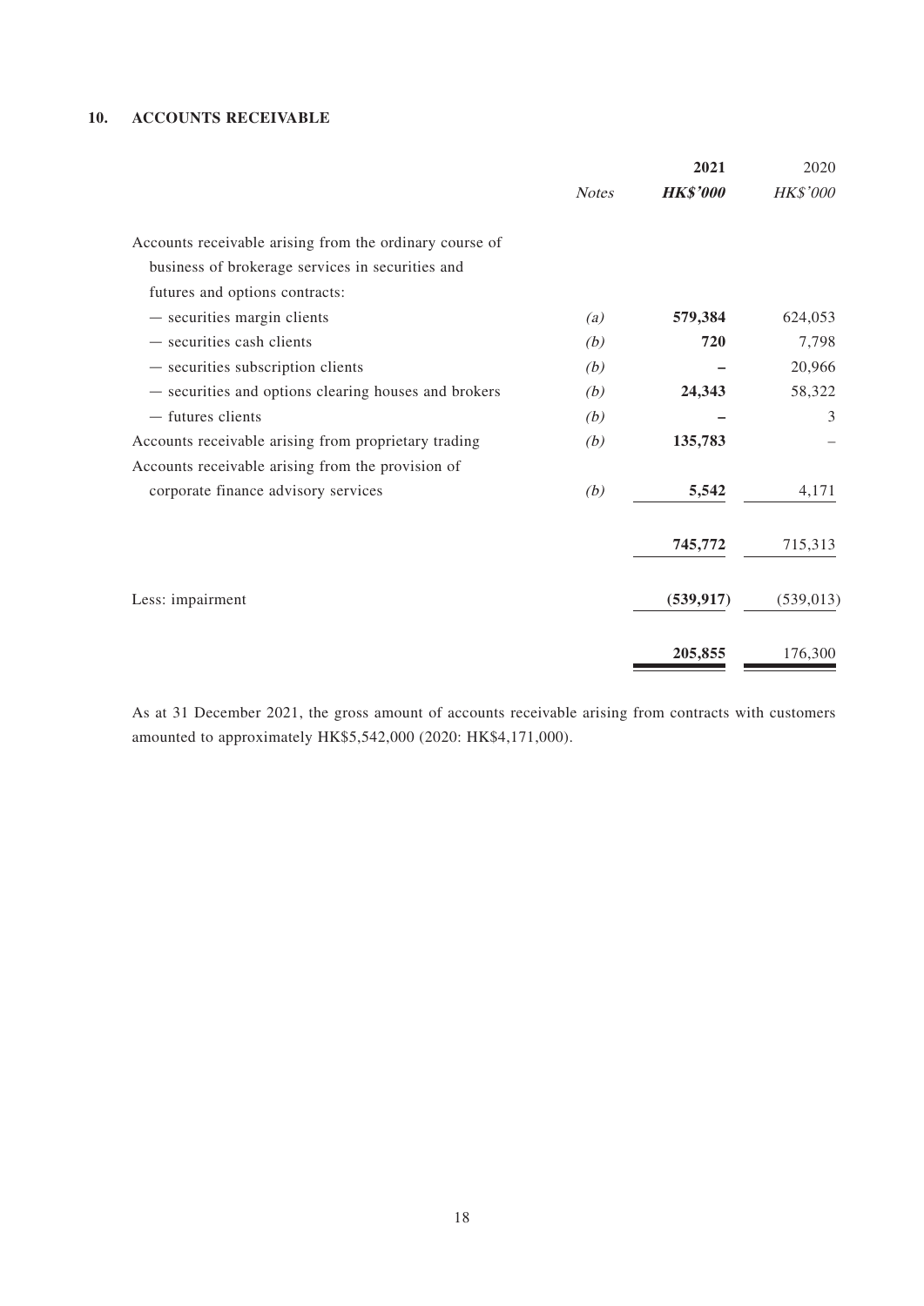## 10. ACCOUNTS RECEIVABLE

| | *Notes* | **2021** **HK$'000** | 2020 HK$'000 |
|---|---|---|---|
| Accounts receivable arising from the ordinary course of business of brokerage services in securities and futures and options contracts: | | | |
| — securities margin clients | *(a)* | **579,384** | 624,053 |
| — securities cash clients | *(b)* | **720** | 7,798 |
| — securities subscription clients | *(b)* | **–** | 20,966 |
| — securities and options clearing houses and brokers | *(b)* | **24,343** | 58,322 |
| — futures clients | *(b)* | **–** | 3 |
| Accounts receivable arising from proprietary trading | *(b)* | **135,783** | – |
| Accounts receivable arising from the provision of corporate finance advisory services | *(b)* | **5,542** | 4,171 |
| | | **745,772** | 715,313 |
| Less: impairment | | **(539,917)** | (539,013) |
| | | **205,855** | 176,300 |

As at 31 December 2021, the gross amount of accounts receivable arising from contracts with customers amounted to approximately HK$5,542,000 (2020: HK$4,171,000).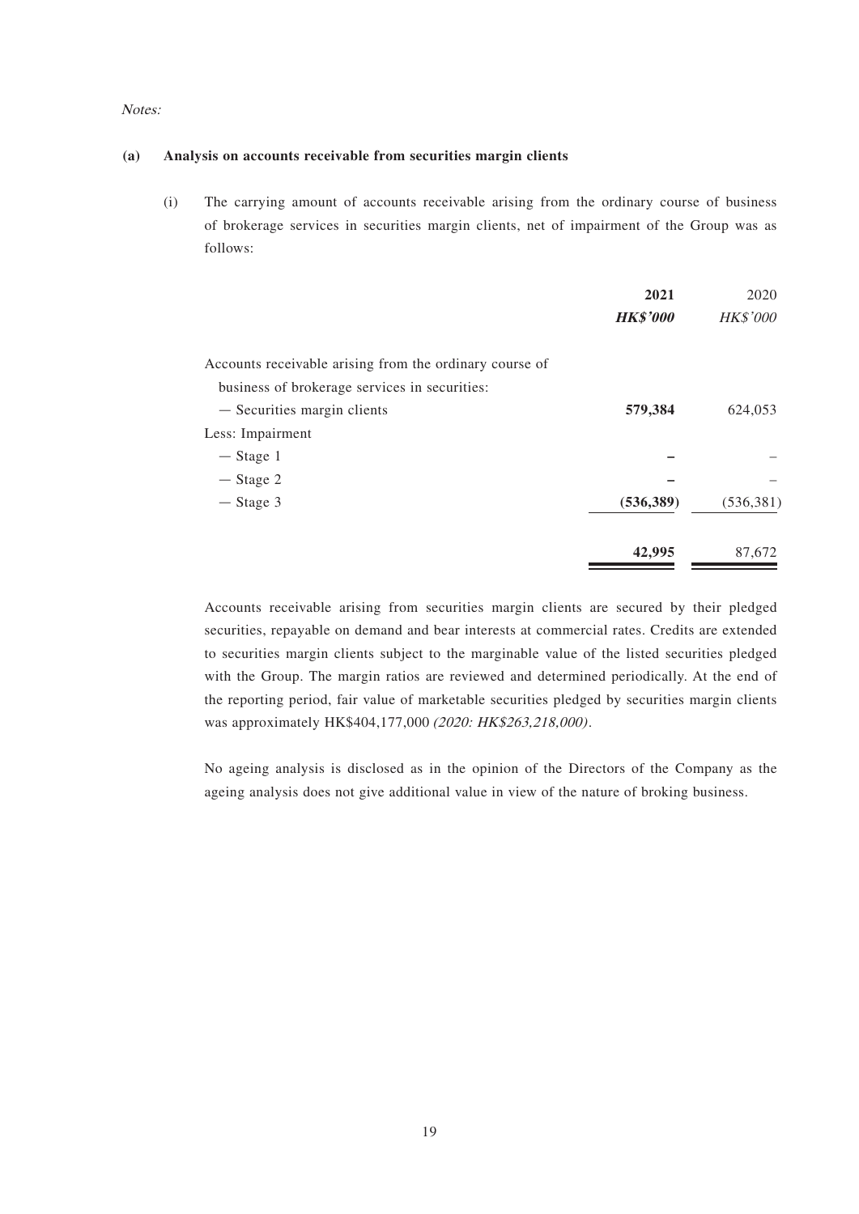*Notes:*

**(a) Analysis on accounts receivable from securities margin clients**

(i) The carrying amount of accounts receivable arising from the ordinary course of business of brokerage services in securities margin clients, net of impairment of the Group was as follows:

| | **2021** | 2020 |
|---|---|---|
| | ***HK$'000*** | *HK$'000* |
| Accounts receivable arising from the ordinary course of business of brokerage services in securities: | | |
| — Securities margin clients | **579,384** | 624,053 |
| Less: Impairment | | |
| — Stage 1 | **–** | – |
| — Stage 2 | **–** | – |
| — Stage 3 | **(536,389)** | (536,381) |
| | **42,995** | 87,672 |

Accounts receivable arising from securities margin clients are secured by their pledged securities, repayable on demand and bear interests at commercial rates. Credits are extended to securities margin clients subject to the marginable value of the listed securities pledged with the Group. The margin ratios are reviewed and determined periodically. At the end of the reporting period, fair value of marketable securities pledged by securities margin clients was approximately HK$404,177,000 *(2020: HK$263,218,000)*.

No ageing analysis is disclosed as in the opinion of the Directors of the Company as the ageing analysis does not give additional value in view of the nature of broking business.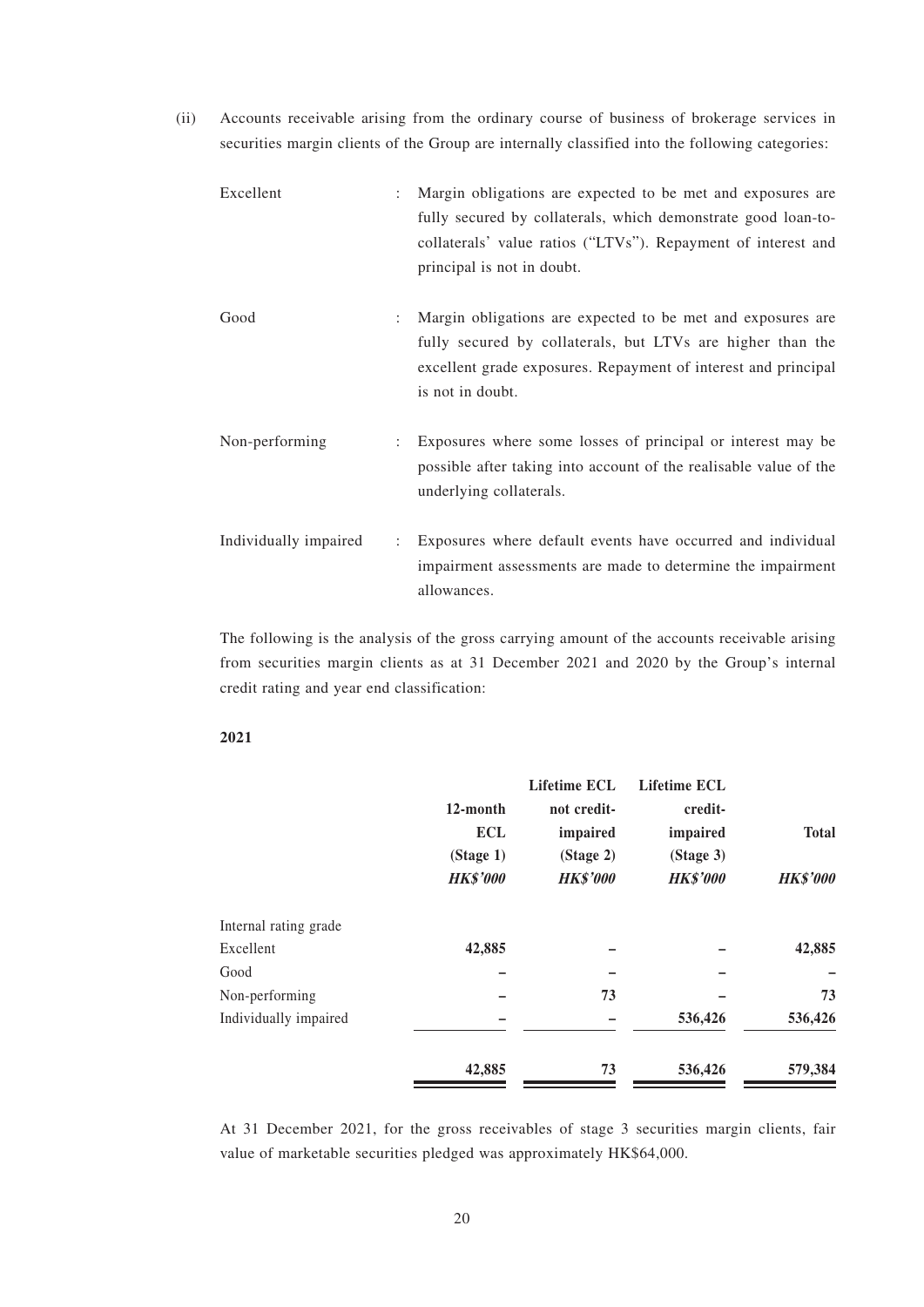(ii) Accounts receivable arising from the ordinary course of business of brokerage services in securities margin clients of the Group are internally classified into the following categories:

| | | |
|---|---|---|
| Excellent | : | Margin obligations are expected to be met and exposures are fully secured by collaterals, which demonstrate good loan-to-collaterals' value ratios ("LTVs"). Repayment of interest and principal is not in doubt. |
| Good | : | Margin obligations are expected to be met and exposures are fully secured by collaterals, but LTVs are higher than the excellent grade exposures. Repayment of interest and principal is not in doubt. |
| Non-performing | : | Exposures where some losses of principal or interest may be possible after taking into account of the realisable value of the underlying collaterals. |
| Individually impaired | : | Exposures where default events have occurred and individual impairment assessments are made to determine the impairment allowances. |

The following is the analysis of the gross carrying amount of the accounts receivable arising from securities margin clients as at 31 December 2021 and 2020 by the Group's internal credit rating and year end classification:

**2021**

| | 12-month ECL (Stage 1) | Lifetime ECL not credit-impaired (Stage 2) | Lifetime ECL credit-impaired (Stage 3) | Total |
|---|---|---|---|---|
| | ***HK$'000*** | ***HK$'000*** | ***HK$'000*** | ***HK$'000*** |
| Internal rating grade | | | | |
| Excellent | **42,885** | **–** | **–** | **42,885** |
| Good | **–** | **–** | **–** | **–** |
| Non-performing | **–** | **73** | **–** | **73** |
| Individually impaired | **–** | **–** | **536,426** | **536,426** |
| | **42,885** | **73** | **536,426** | **579,384** |

At 31 December 2021, for the gross receivables of stage 3 securities margin clients, fair value of marketable securities pledged was approximately HK$64,000.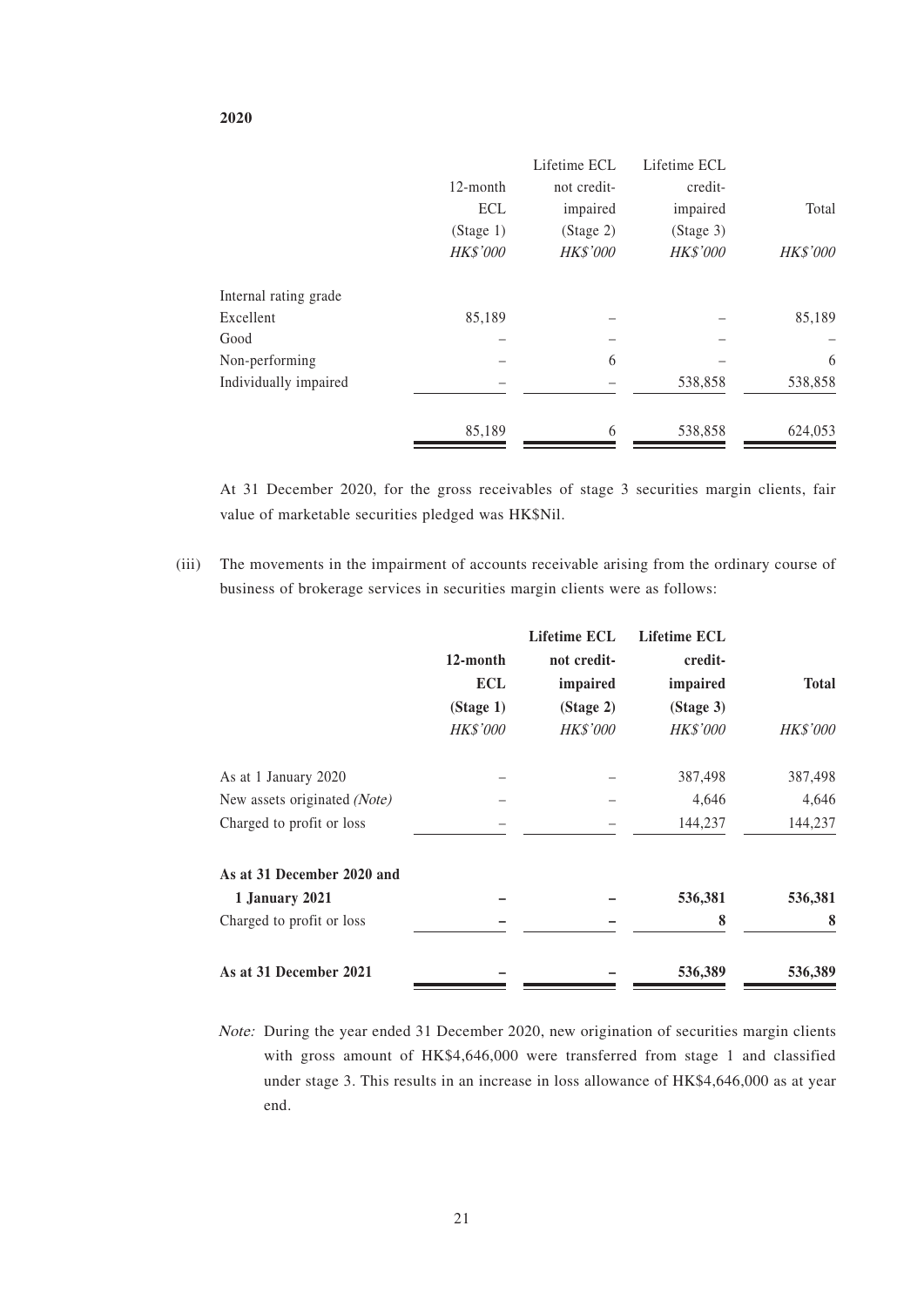**2020**

| | 12-month ECL (Stage 1) | Lifetime ECL not credit-impaired (Stage 2) | Lifetime ECL credit-impaired (Stage 3) | Total |
|---|---|---|---|---|
| | *HK$'000* | *HK$'000* | *HK$'000* | *HK$'000* |
| Internal rating grade | | | | |
| Excellent | 85,189 | – | – | 85,189 |
| Good | – | – | – | – |
| Non-performing | – | 6 | – | 6 |
| Individually impaired | – | – | 538,858 | 538,858 |
| | 85,189 | 6 | 538,858 | 624,053 |

At 31 December 2020, for the gross receivables of stage 3 securities margin clients, fair value of marketable securities pledged was HK$Nil.

(iii) The movements in the impairment of accounts receivable arising from the ordinary course of business of brokerage services in securities margin clients were as follows:

| | **12-month ECL (Stage 1)** | **Lifetime ECL not credit-impaired (Stage 2)** | **Lifetime ECL credit-impaired (Stage 3)** | **Total** |
|---|---|---|---|---|
| | *HK$'000* | *HK$'000* | *HK$'000* | *HK$'000* |
| As at 1 January 2020 | – | – | 387,498 | 387,498 |
| New assets originated *(Note)* | – | – | 4,646 | 4,646 |
| Charged to profit or loss | – | – | 144,237 | 144,237 |
| **As at 31 December 2020 and 1 January 2021** | **–** | **–** | **536,381** | **536,381** |
| Charged to profit or loss | **–** | **–** | **8** | **8** |
| **As at 31 December 2021** | **–** | **–** | **536,389** | **536,389** |

*Note:* During the year ended 31 December 2020, new origination of securities margin clients with gross amount of HK$4,646,000 were transferred from stage 1 and classified under stage 3. This results in an increase in loss allowance of HK$4,646,000 as at year end.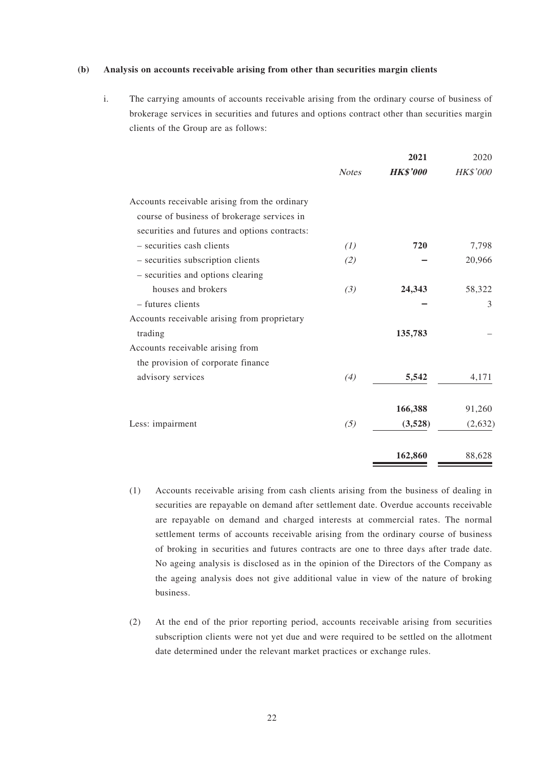**(b) Analysis on accounts receivable arising from other than securities margin clients**

i. The carrying amounts of accounts receivable arising from the ordinary course of business of brokerage services in securities and futures and options contract other than securities margin clients of the Group are as follows:

| | *Notes* | **2021** | 2020 |
|---|---|---|---|
| | | ***HK$'000*** | *HK$'000* |
| Accounts receivable arising from the ordinary course of business of brokerage services in securities and futures and options contracts: | | | |
| – securities cash clients | *(1)* | **720** | 7,798 |
| – securities subscription clients | *(2)* | **–** | 20,966 |
| – securities and options clearing houses and brokers | *(3)* | **24,343** | 58,322 |
| – futures clients | | **–** | 3 |
| Accounts receivable arising from proprietary trading | | **135,783** | – |
| Accounts receivable arising from the provision of corporate finance advisory services | *(4)* | **5,542** | 4,171 |
| | | **166,388** | 91,260 |
| Less: impairment | *(5)* | **(3,528)** | (2,632) |
| | | **162,860** | 88,628 |

(1) Accounts receivable arising from cash clients arising from the business of dealing in securities are repayable on demand after settlement date. Overdue accounts receivable are repayable on demand and charged interests at commercial rates. The normal settlement terms of accounts receivable arising from the ordinary course of business of broking in securities and futures contracts are one to three days after trade date. No ageing analysis is disclosed as in the opinion of the Directors of the Company as the ageing analysis does not give additional value in view of the nature of broking business.

(2) At the end of the prior reporting period, accounts receivable arising from securities subscription clients were not yet due and were required to be settled on the allotment date determined under the relevant market practices or exchange rules.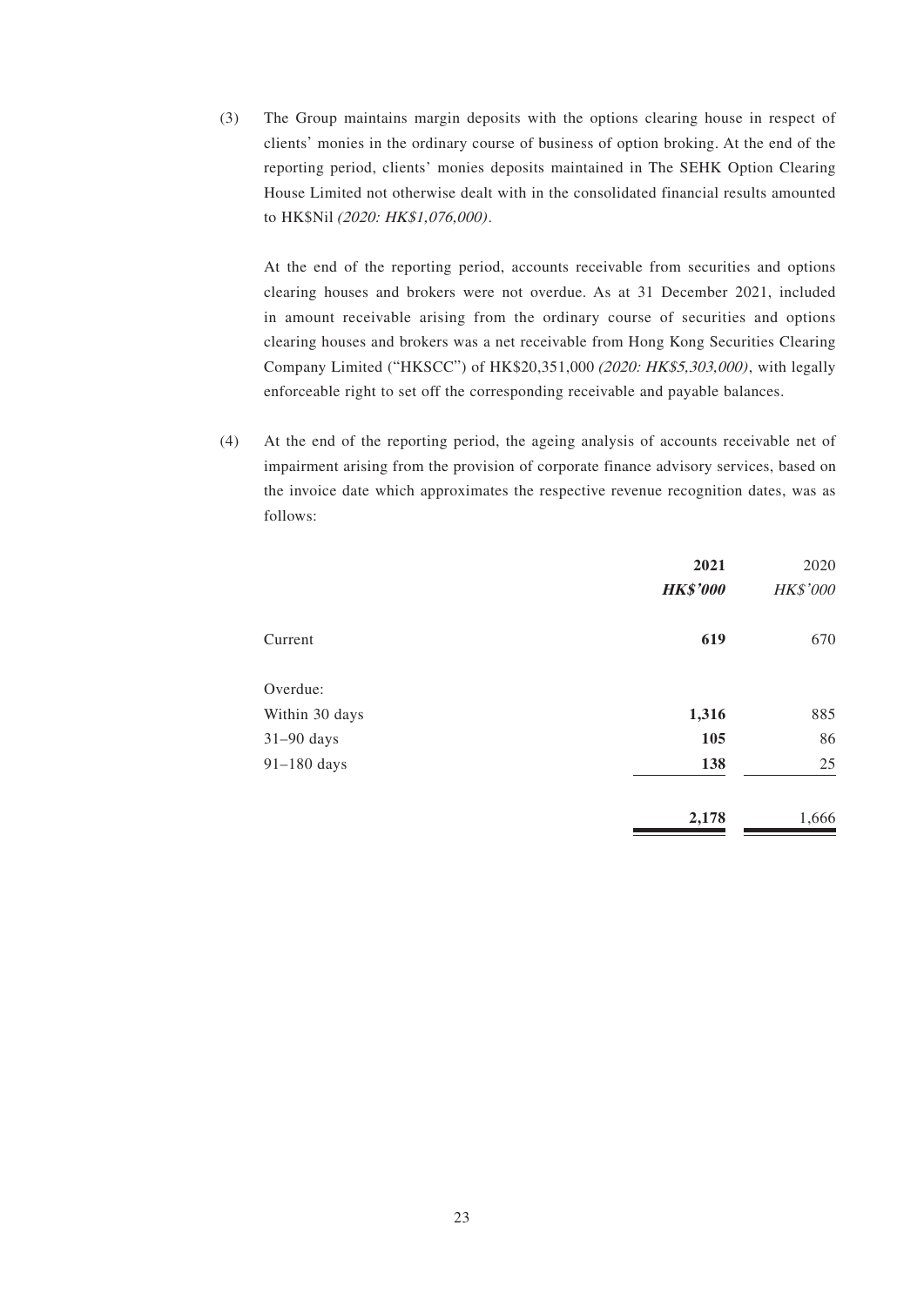(3) The Group maintains margin deposits with the options clearing house in respect of clients' monies in the ordinary course of business of option broking. At the end of the reporting period, clients' monies deposits maintained in The SEHK Option Clearing House Limited not otherwise dealt with in the consolidated financial results amounted to HK$Nil *(2020: HK$1,076,000)*.

At the end of the reporting period, accounts receivable from securities and options clearing houses and brokers were not overdue. As at 31 December 2021, included in amount receivable arising from the ordinary course of securities and options clearing houses and brokers was a net receivable from Hong Kong Securities Clearing Company Limited ("HKSCC") of HK$20,351,000 *(2020: HK$5,303,000)*, with legally enforceable right to set off the corresponding receivable and payable balances.

(4) At the end of the reporting period, the ageing analysis of accounts receivable net of impairment arising from the provision of corporate finance advisory services, based on the invoice date which approximates the respective revenue recognition dates, was as follows:

| | **2021** | 2020 |
|---|---|---|
| | ***HK$'000*** | *HK$'000* |
| Current | **619** | 670 |
| Overdue: | | |
| Within 30 days | **1,316** | 885 |
| 31–90 days | **105** | 86 |
| 91–180 days | **138** | 25 |
| | **2,178** | 1,666 |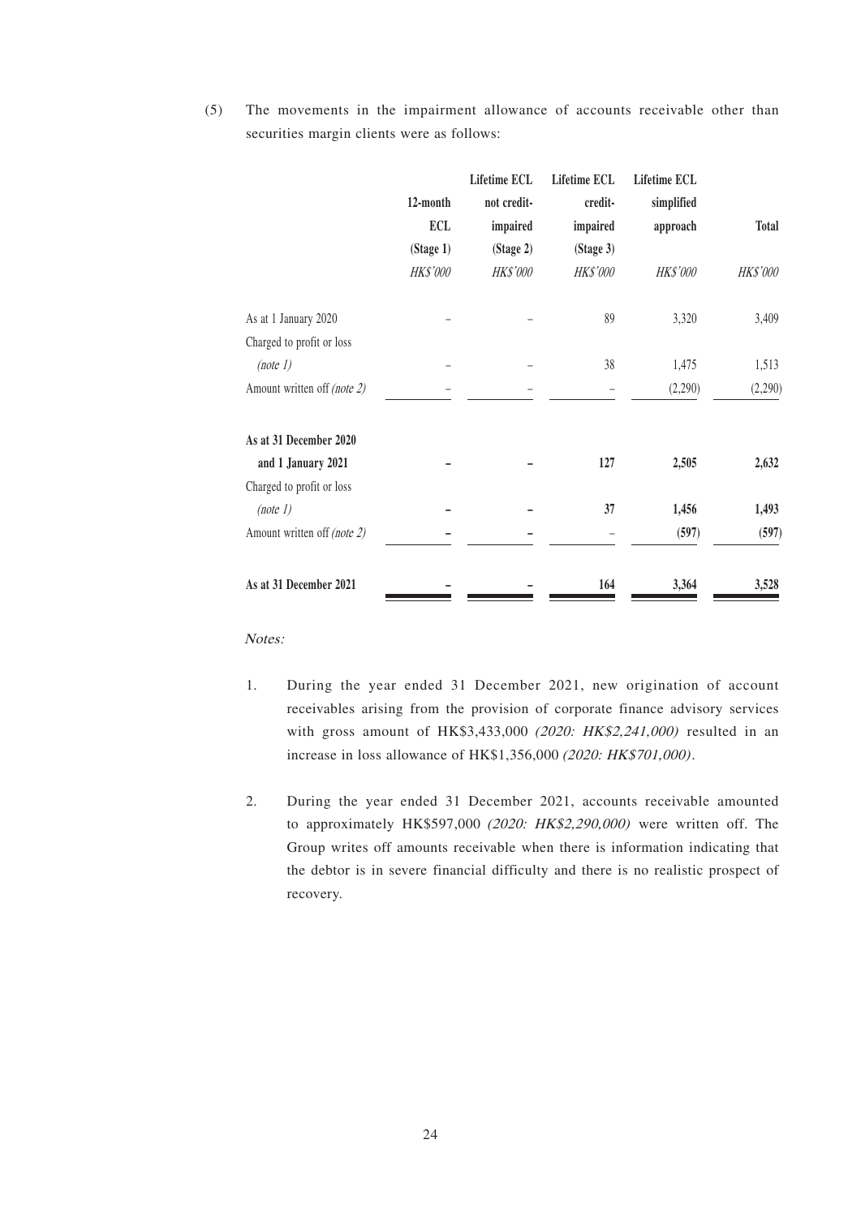(5) The movements in the impairment allowance of accounts receivable other than securities margin clients were as follows:

| | 12-month ECL (Stage 1) | Lifetime ECL not credit-impaired (Stage 2) | Lifetime ECL credit-impaired (Stage 3) | Lifetime ECL simplified approach | Total |
|---|---|---|---|---|---|
| | *HK$'000* | *HK$'000* | *HK$'000* | *HK$'000* | *HK$'000* |
| As at 1 January 2020 | – | – | 89 | 3,320 | 3,409 |
| Charged to profit or loss *(note 1)* | – | – | 38 | 1,475 | 1,513 |
| Amount written off *(note 2)* | – | – | – | (2,290) | (2,290) |
| **As at 31 December 2020 and 1 January 2021** | **–** | **–** | **127** | **2,505** | **2,632** |
| Charged to profit or loss *(note 1)* | **–** | **–** | **37** | **1,456** | **1,493** |
| Amount written off *(note 2)* | **–** | **–** | – | **(597)** | **(597)** |
| **As at 31 December 2021** | **–** | **–** | **164** | **3,364** | **3,528** |

*Notes:*

1. During the year ended 31 December 2021, new origination of account receivables arising from the provision of corporate finance advisory services with gross amount of HK$3,433,000 *(2020: HK$2,241,000)* resulted in an increase in loss allowance of HK$1,356,000 *(2020: HK$701,000)*.

2. During the year ended 31 December 2021, accounts receivable amounted to approximately HK$597,000 *(2020: HK$2,290,000)* were written off. The Group writes off amounts receivable when there is information indicating that the debtor is in severe financial difficulty and there is no realistic prospect of recovery.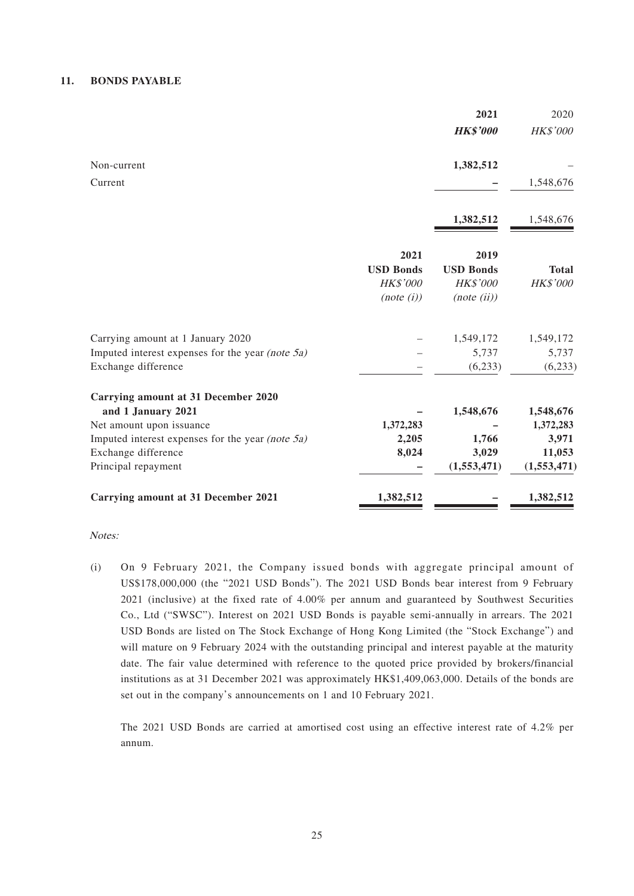### 11. BONDS PAYABLE

| | 2021 | 2020 |
|---|---|---|
| | ***HK$'000*** | *HK$'000* |
| Non-current | **1,382,512** | – |
| Current | **–** | 1,548,676 |
| | **1,382,512** | 1,548,676 |

| | 2021 USD Bonds | 2019 USD Bonds | Total |
|---|---|---|---|
| | *HK$'000* | *HK$'000* | *HK$'000* |
| | *(note (i))* | *(note (ii))* | |
| Carrying amount at 1 January 2020 | – | 1,549,172 | 1,549,172 |
| Imputed interest expenses for the year *(note 5a)* | – | 5,737 | 5,737 |
| Exchange difference | – | (6,233) | (6,233) |
| **Carrying amount at 31 December 2020 and 1 January 2021** | **–** | **1,548,676** | **1,548,676** |
| Net amount upon issuance | **1,372,283** | **–** | **1,372,283** |
| Imputed interest expenses for the year *(note 5a)* | **2,205** | **1,766** | **3,971** |
| Exchange difference | **8,024** | **3,029** | **11,053** |
| Principal repayment | **–** | **(1,553,471)** | **(1,553,471)** |
| **Carrying amount at 31 December 2021** | **1,382,512** | **–** | **1,382,512** |

*Notes:*

(i) On 9 February 2021, the Company issued bonds with aggregate principal amount of US$178,000,000 (the "2021 USD Bonds"). The 2021 USD Bonds bear interest from 9 February 2021 (inclusive) at the fixed rate of 4.00% per annum and guaranteed by Southwest Securities Co., Ltd ("SWSC"). Interest on 2021 USD Bonds is payable semi-annually in arrears. The 2021 USD Bonds are listed on The Stock Exchange of Hong Kong Limited (the "Stock Exchange") and will mature on 9 February 2024 with the outstanding principal and interest payable at the maturity date. The fair value determined with reference to the quoted price provided by brokers/financial institutions as at 31 December 2021 was approximately HK$1,409,063,000. Details of the bonds are set out in the company's announcements on 1 and 10 February 2021.

The 2021 USD Bonds are carried at amortised cost using an effective interest rate of 4.2% per annum.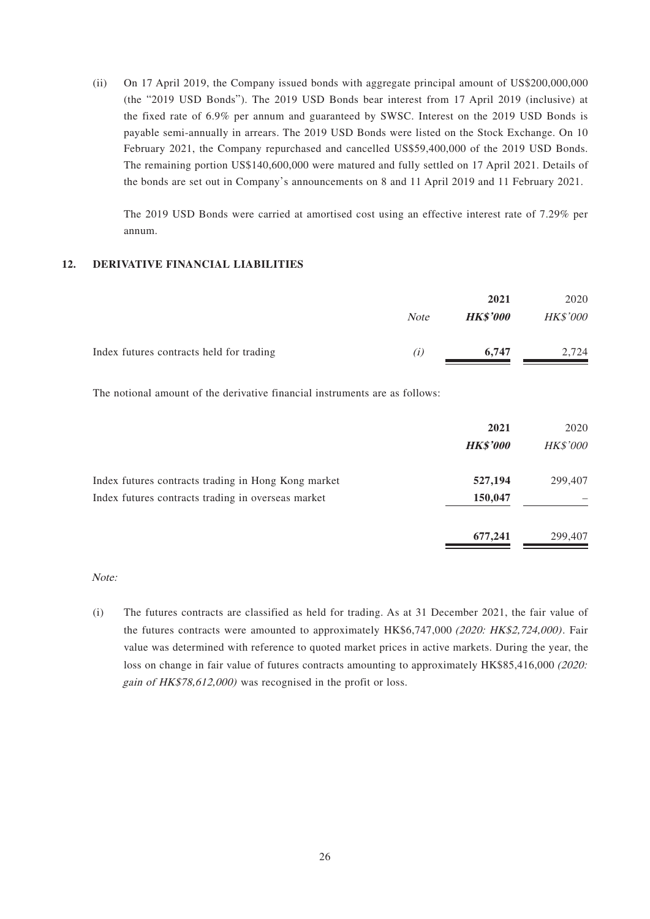(ii) On 17 April 2019, the Company issued bonds with aggregate principal amount of US$200,000,000 (the "2019 USD Bonds"). The 2019 USD Bonds bear interest from 17 April 2019 (inclusive) at the fixed rate of 6.9% per annum and guaranteed by SWSC. Interest on the 2019 USD Bonds is payable semi-annually in arrears. The 2019 USD Bonds were listed on the Stock Exchange. On 10 February 2021, the Company repurchased and cancelled US$59,400,000 of the 2019 USD Bonds. The remaining portion US$140,600,000 were matured and fully settled on 17 April 2021. Details of the bonds are set out in Company's announcements on 8 and 11 April 2019 and 11 February 2021.

The 2019 USD Bonds were carried at amortised cost using an effective interest rate of 7.29% per annum.

## 12. DERIVATIVE FINANCIAL LIABILITIES

| | *Note* | **2021** | 2020 |
|---|---|---|---|
| | | ***HK\$'000*** | *HK\$'000* |
| Index futures contracts held for trading | *(i)* | **6,747** | 2,724 |

The notional amount of the derivative financial instruments are as follows:

| | **2021** | 2020 |
|---|---|---|
| | ***HK\$'000*** | *HK\$'000* |
| Index futures contracts trading in Hong Kong market | **527,194** | 299,407 |
| Index futures contracts trading in overseas market | **150,047** | – |
| | **677,241** | 299,407 |

*Note:*

(i) The futures contracts are classified as held for trading. As at 31 December 2021, the fair value of the futures contracts were amounted to approximately HK\$6,747,000 *(2020: HK\$2,724,000)*. Fair value was determined with reference to quoted market prices in active markets. During the year, the loss on change in fair value of futures contracts amounting to approximately HK\$85,416,000 *(2020: gain of HK\$78,612,000)* was recognised in the profit or loss.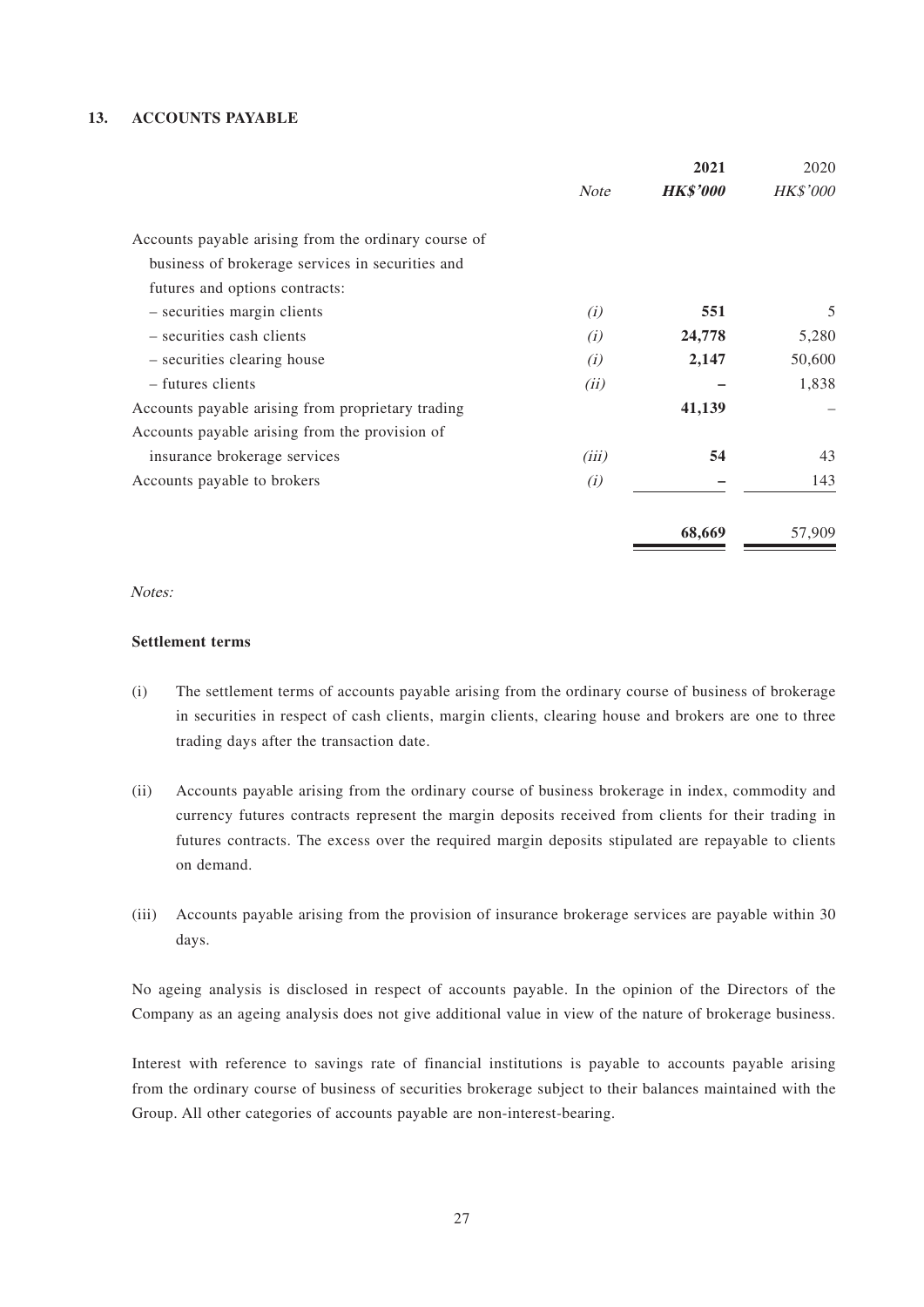## 13. ACCOUNTS PAYABLE

| | Note | 2021 HK$'000 | 2020 HK$'000 |
|---|---|---|---|
| Accounts payable arising from the ordinary course of business of brokerage services in securities and futures and options contracts: | | | |
| – securities margin clients | (i) | **551** | 5 |
| – securities cash clients | (i) | **24,778** | 5,280 |
| – securities clearing house | (i) | **2,147** | 50,600 |
| – futures clients | (ii) | **–** | 1,838 |
| Accounts payable arising from proprietary trading | | **41,139** | – |
| Accounts payable arising from the provision of insurance brokerage services | (iii) | **54** | 43 |
| Accounts payable to brokers | (i) | **–** | 143 |
| | | **68,669** | 57,909 |

*Notes:*

**Settlement terms**

(i) The settlement terms of accounts payable arising from the ordinary course of business of brokerage in securities in respect of cash clients, margin clients, clearing house and brokers are one to three trading days after the transaction date.

(ii) Accounts payable arising from the ordinary course of business brokerage in index, commodity and currency futures contracts represent the margin deposits received from clients for their trading in futures contracts. The excess over the required margin deposits stipulated are repayable to clients on demand.

(iii) Accounts payable arising from the provision of insurance brokerage services are payable within 30 days.

No ageing analysis is disclosed in respect of accounts payable. In the opinion of the Directors of the Company as an ageing analysis does not give additional value in view of the nature of brokerage business.

Interest with reference to savings rate of financial institutions is payable to accounts payable arising from the ordinary course of business of securities brokerage subject to their balances maintained with the Group. All other categories of accounts payable are non-interest-bearing.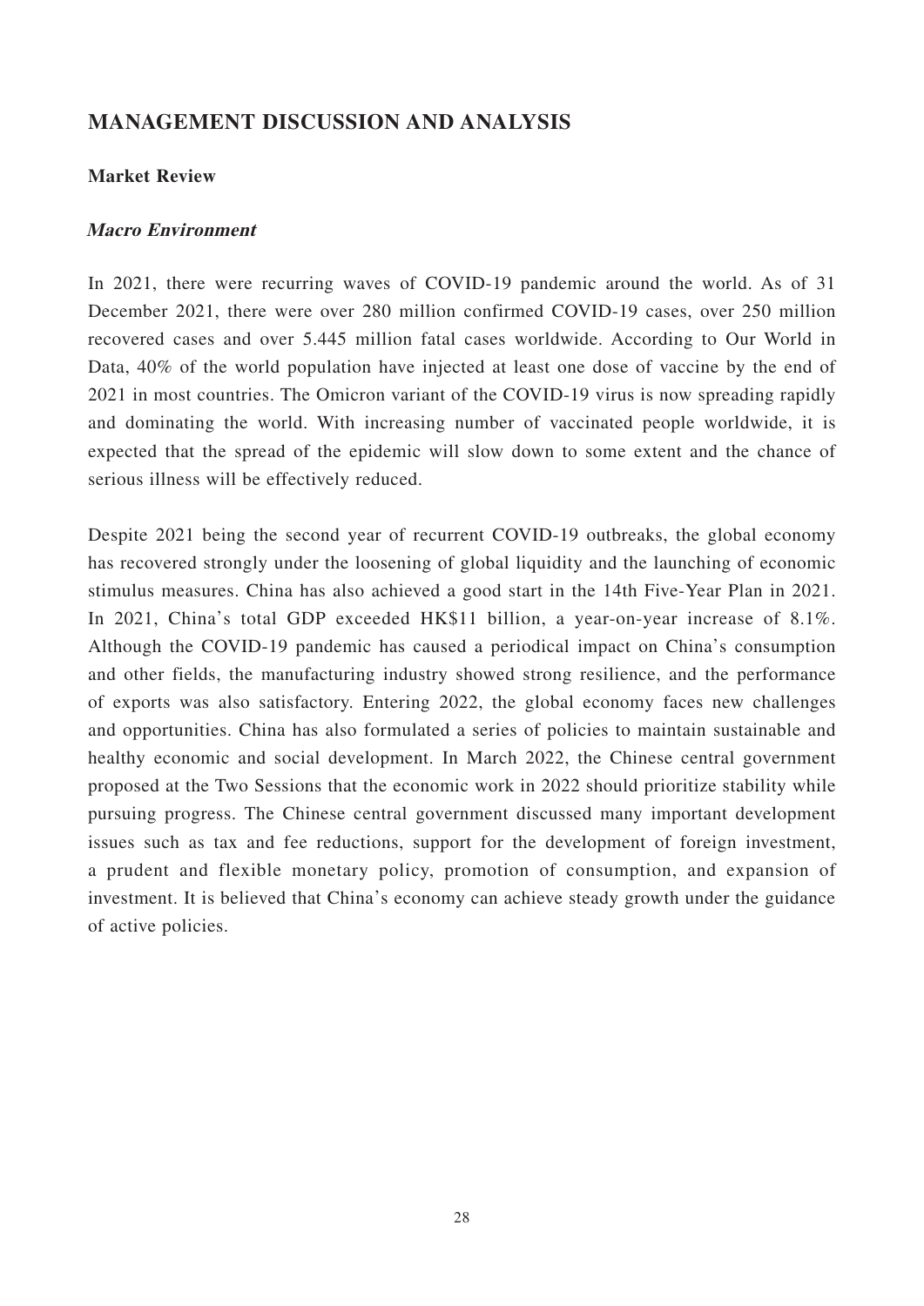# MANAGEMENT DISCUSSION AND ANALYSIS

## Market Review

### *Macro Environment*

In 2021, there were recurring waves of COVID-19 pandemic around the world. As of 31 December 2021, there were over 280 million confirmed COVID-19 cases, over 250 million recovered cases and over 5.445 million fatal cases worldwide. According to Our World in Data, 40% of the world population have injected at least one dose of vaccine by the end of 2021 in most countries. The Omicron variant of the COVID-19 virus is now spreading rapidly and dominating the world. With increasing number of vaccinated people worldwide, it is expected that the spread of the epidemic will slow down to some extent and the chance of serious illness will be effectively reduced.

Despite 2021 being the second year of recurrent COVID-19 outbreaks, the global economy has recovered strongly under the loosening of global liquidity and the launching of economic stimulus measures. China has also achieved a good start in the 14th Five-Year Plan in 2021. In 2021, China's total GDP exceeded HK$11 billion, a year-on-year increase of 8.1%. Although the COVID-19 pandemic has caused a periodical impact on China's consumption and other fields, the manufacturing industry showed strong resilience, and the performance of exports was also satisfactory. Entering 2022, the global economy faces new challenges and opportunities. China has also formulated a series of policies to maintain sustainable and healthy economic and social development. In March 2022, the Chinese central government proposed at the Two Sessions that the economic work in 2022 should prioritize stability while pursuing progress. The Chinese central government discussed many important development issues such as tax and fee reductions, support for the development of foreign investment, a prudent and flexible monetary policy, promotion of consumption, and expansion of investment. It is believed that China's economy can achieve steady growth under the guidance of active policies.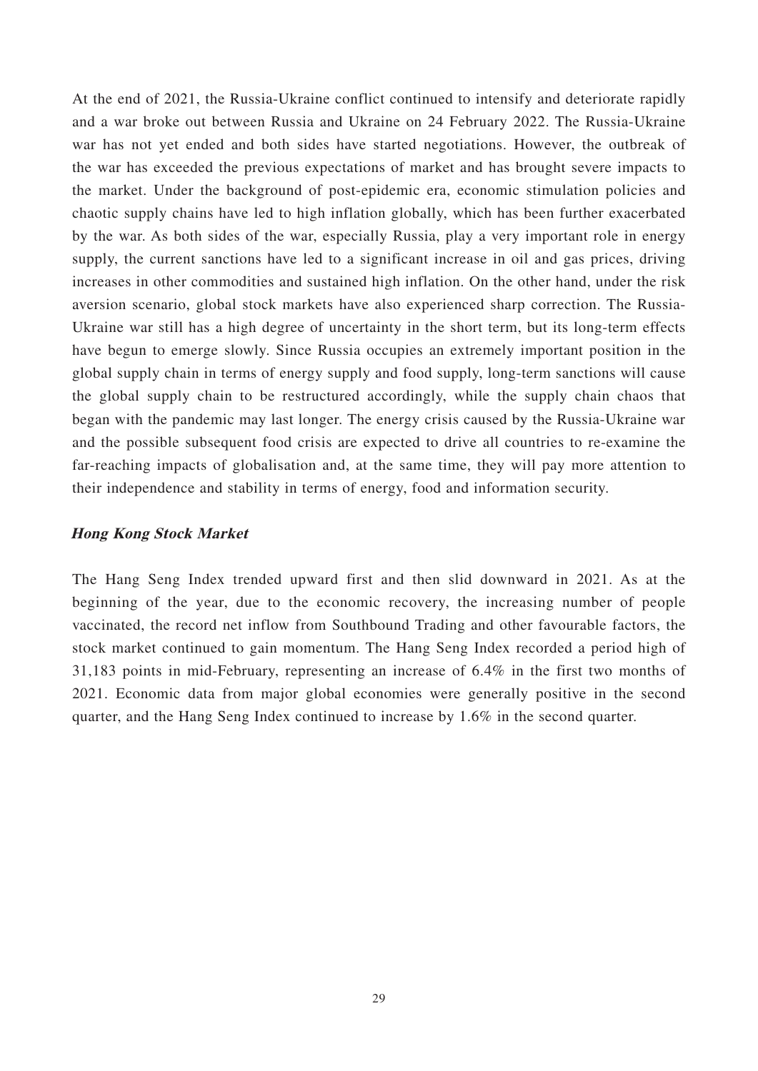At the end of 2021, the Russia-Ukraine conflict continued to intensify and deteriorate rapidly and a war broke out between Russia and Ukraine on 24 February 2022. The Russia-Ukraine war has not yet ended and both sides have started negotiations. However, the outbreak of the war has exceeded the previous expectations of market and has brought severe impacts to the market. Under the background of post-epidemic era, economic stimulation policies and chaotic supply chains have led to high inflation globally, which has been further exacerbated by the war. As both sides of the war, especially Russia, play a very important role in energy supply, the current sanctions have led to a significant increase in oil and gas prices, driving increases in other commodities and sustained high inflation. On the other hand, under the risk aversion scenario, global stock markets have also experienced sharp correction. The Russia-Ukraine war still has a high degree of uncertainty in the short term, but its long-term effects have begun to emerge slowly. Since Russia occupies an extremely important position in the global supply chain in terms of energy supply and food supply, long-term sanctions will cause the global supply chain to be restructured accordingly, while the supply chain chaos that began with the pandemic may last longer. The energy crisis caused by the Russia-Ukraine war and the possible subsequent food crisis are expected to drive all countries to re-examine the far-reaching impacts of globalisation and, at the same time, they will pay more attention to their independence and stability in terms of energy, food and information security.

***Hong Kong Stock Market***

The Hang Seng Index trended upward first and then slid downward in 2021. As at the beginning of the year, due to the economic recovery, the increasing number of people vaccinated, the record net inflow from Southbound Trading and other favourable factors, the stock market continued to gain momentum. The Hang Seng Index recorded a period high of 31,183 points in mid-February, representing an increase of 6.4% in the first two months of 2021. Economic data from major global economies were generally positive in the second quarter, and the Hang Seng Index continued to increase by 1.6% in the second quarter.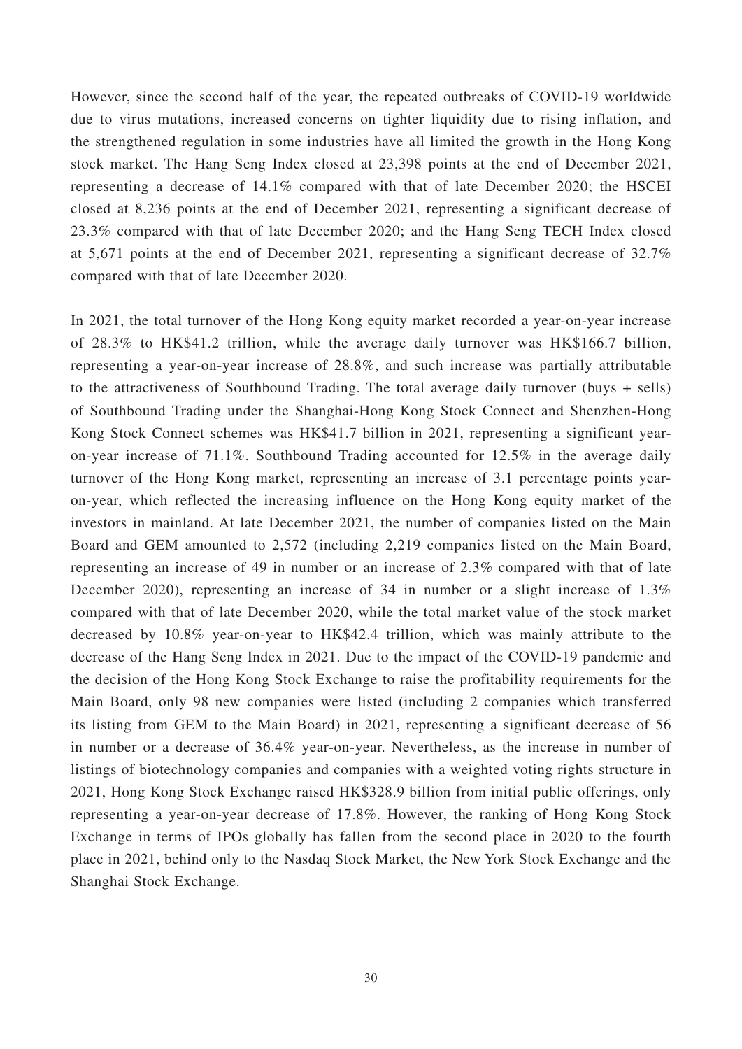However, since the second half of the year, the repeated outbreaks of COVID-19 worldwide due to virus mutations, increased concerns on tighter liquidity due to rising inflation, and the strengthened regulation in some industries have all limited the growth in the Hong Kong stock market. The Hang Seng Index closed at 23,398 points at the end of December 2021, representing a decrease of 14.1% compared with that of late December 2020; the HSCEI closed at 8,236 points at the end of December 2021, representing a significant decrease of 23.3% compared with that of late December 2020; and the Hang Seng TECH Index closed at 5,671 points at the end of December 2021, representing a significant decrease of 32.7% compared with that of late December 2020.

In 2021, the total turnover of the Hong Kong equity market recorded a year-on-year increase of 28.3% to HK$41.2 trillion, while the average daily turnover was HK$166.7 billion, representing a year-on-year increase of 28.8%, and such increase was partially attributable to the attractiveness of Southbound Trading. The total average daily turnover (buys + sells) of Southbound Trading under the Shanghai-Hong Kong Stock Connect and Shenzhen-Hong Kong Stock Connect schemes was HK$41.7 billion in 2021, representing a significant year-on-year increase of 71.1%. Southbound Trading accounted for 12.5% in the average daily turnover of the Hong Kong market, representing an increase of 3.1 percentage points year-on-year, which reflected the increasing influence on the Hong Kong equity market of the investors in mainland. At late December 2021, the number of companies listed on the Main Board and GEM amounted to 2,572 (including 2,219 companies listed on the Main Board, representing an increase of 49 in number or an increase of 2.3% compared with that of late December 2020), representing an increase of 34 in number or a slight increase of 1.3% compared with that of late December 2020, while the total market value of the stock market decreased by 10.8% year-on-year to HK$42.4 trillion, which was mainly attribute to the decrease of the Hang Seng Index in 2021. Due to the impact of the COVID-19 pandemic and the decision of the Hong Kong Stock Exchange to raise the profitability requirements for the Main Board, only 98 new companies were listed (including 2 companies which transferred its listing from GEM to the Main Board) in 2021, representing a significant decrease of 56 in number or a decrease of 36.4% year-on-year. Nevertheless, as the increase in number of listings of biotechnology companies and companies with a weighted voting rights structure in 2021, Hong Kong Stock Exchange raised HK$328.9 billion from initial public offerings, only representing a year-on-year decrease of 17.8%. However, the ranking of Hong Kong Stock Exchange in terms of IPOs globally has fallen from the second place in 2020 to the fourth place in 2021, behind only to the Nasdaq Stock Market, the New York Stock Exchange and the Shanghai Stock Exchange.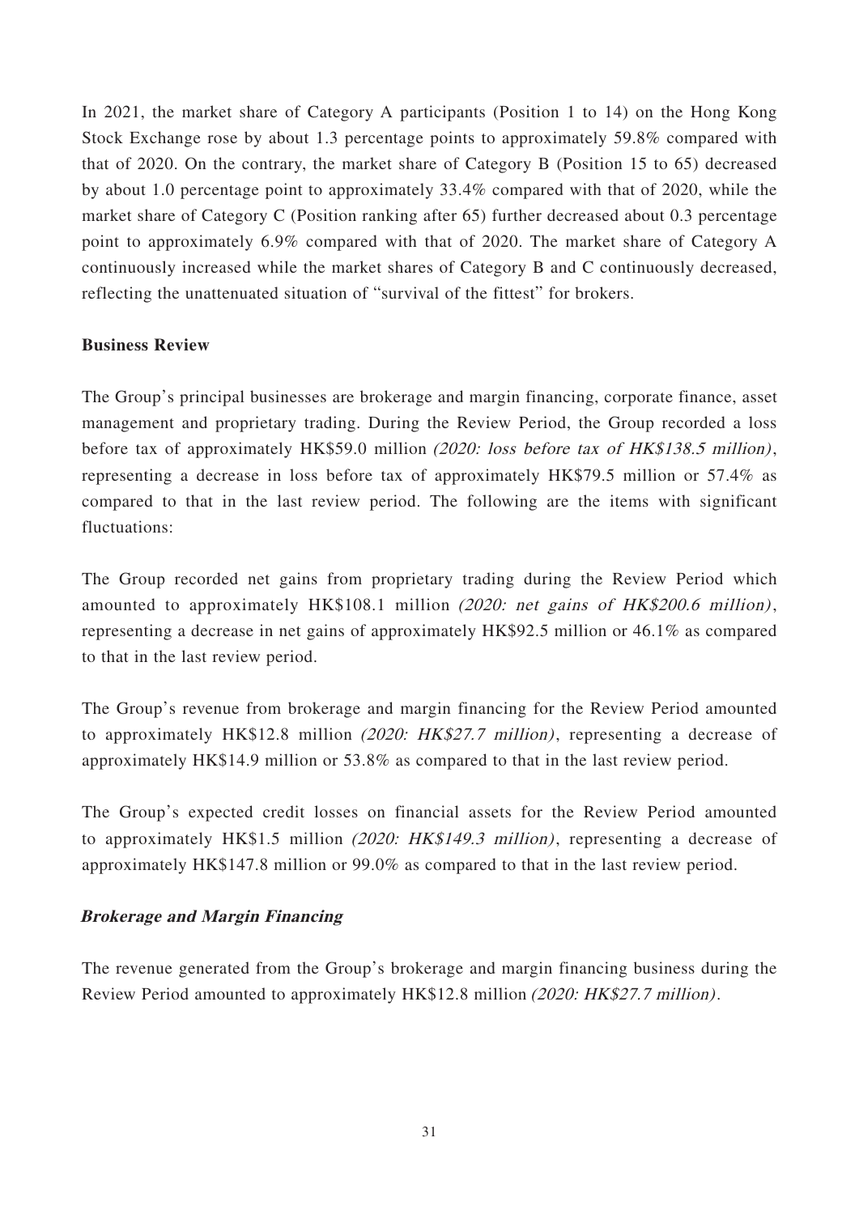In 2021, the market share of Category A participants (Position 1 to 14) on the Hong Kong Stock Exchange rose by about 1.3 percentage points to approximately 59.8% compared with that of 2020. On the contrary, the market share of Category B (Position 15 to 65) decreased by about 1.0 percentage point to approximately 33.4% compared with that of 2020, while the market share of Category C (Position ranking after 65) further decreased about 0.3 percentage point to approximately 6.9% compared with that of 2020. The market share of Category A continuously increased while the market shares of Category B and C continuously decreased, reflecting the unattenuated situation of "survival of the fittest" for brokers.

## Business Review

The Group's principal businesses are brokerage and margin financing, corporate finance, asset management and proprietary trading. During the Review Period, the Group recorded a loss before tax of approximately HK$59.0 million *(2020: loss before tax of HK$138.5 million)*, representing a decrease in loss before tax of approximately HK$79.5 million or 57.4% as compared to that in the last review period. The following are the items with significant fluctuations:

The Group recorded net gains from proprietary trading during the Review Period which amounted to approximately HK$108.1 million *(2020: net gains of HK$200.6 million)*, representing a decrease in net gains of approximately HK$92.5 million or 46.1% as compared to that in the last review period.

The Group's revenue from brokerage and margin financing for the Review Period amounted to approximately HK$12.8 million *(2020: HK$27.7 million)*, representing a decrease of approximately HK$14.9 million or 53.8% as compared to that in the last review period.

The Group's expected credit losses on financial assets for the Review Period amounted to approximately HK$1.5 million *(2020: HK$149.3 million)*, representing a decrease of approximately HK$147.8 million or 99.0% as compared to that in the last review period.

### *Brokerage and Margin Financing*

The revenue generated from the Group's brokerage and margin financing business during the Review Period amounted to approximately HK$12.8 million *(2020: HK$27.7 million)*.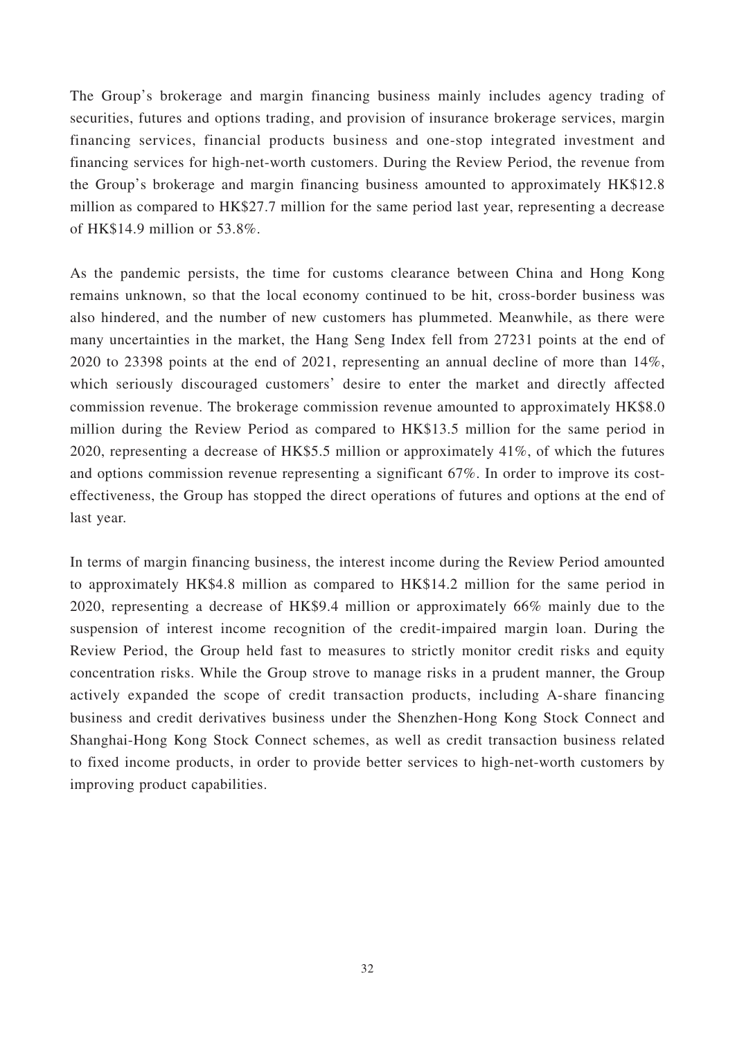The Group's brokerage and margin financing business mainly includes agency trading of securities, futures and options trading, and provision of insurance brokerage services, margin financing services, financial products business and one-stop integrated investment and financing services for high-net-worth customers. During the Review Period, the revenue from the Group's brokerage and margin financing business amounted to approximately HK$12.8 million as compared to HK$27.7 million for the same period last year, representing a decrease of HK$14.9 million or 53.8%.

As the pandemic persists, the time for customs clearance between China and Hong Kong remains unknown, so that the local economy continued to be hit, cross-border business was also hindered, and the number of new customers has plummeted. Meanwhile, as there were many uncertainties in the market, the Hang Seng Index fell from 27231 points at the end of 2020 to 23398 points at the end of 2021, representing an annual decline of more than 14%, which seriously discouraged customers' desire to enter the market and directly affected commission revenue. The brokerage commission revenue amounted to approximately HK$8.0 million during the Review Period as compared to HK$13.5 million for the same period in 2020, representing a decrease of HK$5.5 million or approximately 41%, of which the futures and options commission revenue representing a significant 67%. In order to improve its cost-effectiveness, the Group has stopped the direct operations of futures and options at the end of last year.

In terms of margin financing business, the interest income during the Review Period amounted to approximately HK$4.8 million as compared to HK$14.2 million for the same period in 2020, representing a decrease of HK$9.4 million or approximately 66% mainly due to the suspension of interest income recognition of the credit-impaired margin loan. During the Review Period, the Group held fast to measures to strictly monitor credit risks and equity concentration risks. While the Group strove to manage risks in a prudent manner, the Group actively expanded the scope of credit transaction products, including A-share financing business and credit derivatives business under the Shenzhen-Hong Kong Stock Connect and Shanghai-Hong Kong Stock Connect schemes, as well as credit transaction business related to fixed income products, in order to provide better services to high-net-worth customers by improving product capabilities.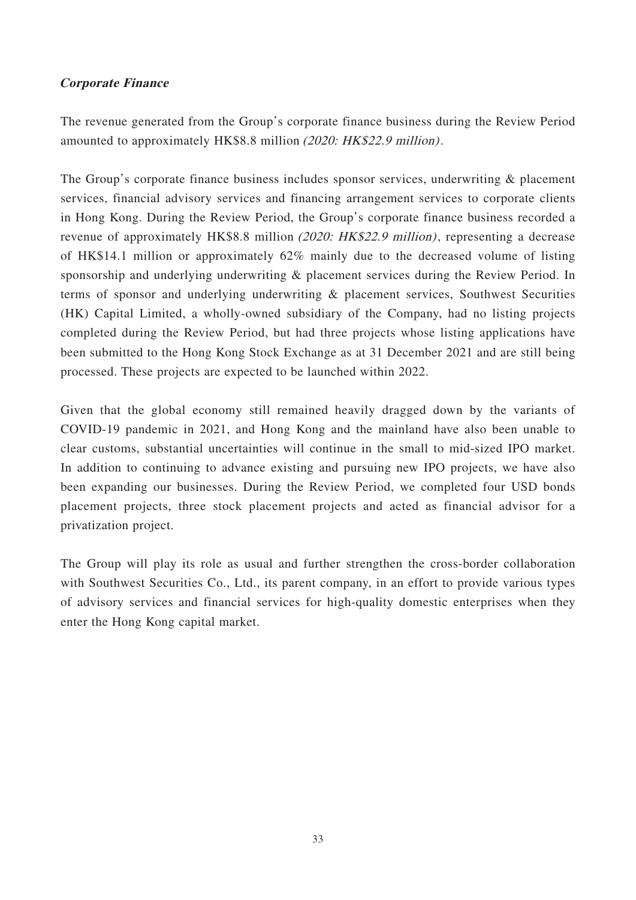***Corporate Finance***

The revenue generated from the Group's corporate finance business during the Review Period amounted to approximately HK$8.8 million *(2020: HK$22.9 million)*.

The Group's corporate finance business includes sponsor services, underwriting & placement services, financial advisory services and financing arrangement services to corporate clients in Hong Kong. During the Review Period, the Group's corporate finance business recorded a revenue of approximately HK$8.8 million *(2020: HK$22.9 million)*, representing a decrease of HK$14.1 million or approximately 62% mainly due to the decreased volume of listing sponsorship and underlying underwriting & placement services during the Review Period. In terms of sponsor and underlying underwriting & placement services, Southwest Securities (HK) Capital Limited, a wholly-owned subsidiary of the Company, had no listing projects completed during the Review Period, but had three projects whose listing applications have been submitted to the Hong Kong Stock Exchange as at 31 December 2021 and are still being processed. These projects are expected to be launched within 2022.

Given that the global economy still remained heavily dragged down by the variants of COVID-19 pandemic in 2021, and Hong Kong and the mainland have also been unable to clear customs, substantial uncertainties will continue in the small to mid-sized IPO market. In addition to continuing to advance existing and pursuing new IPO projects, we have also been expanding our businesses. During the Review Period, we completed four USD bonds placement projects, three stock placement projects and acted as financial advisor for a privatization project.

The Group will play its role as usual and further strengthen the cross-border collaboration with Southwest Securities Co., Ltd., its parent company, in an effort to provide various types of advisory services and financial services for high-quality domestic enterprises when they enter the Hong Kong capital market.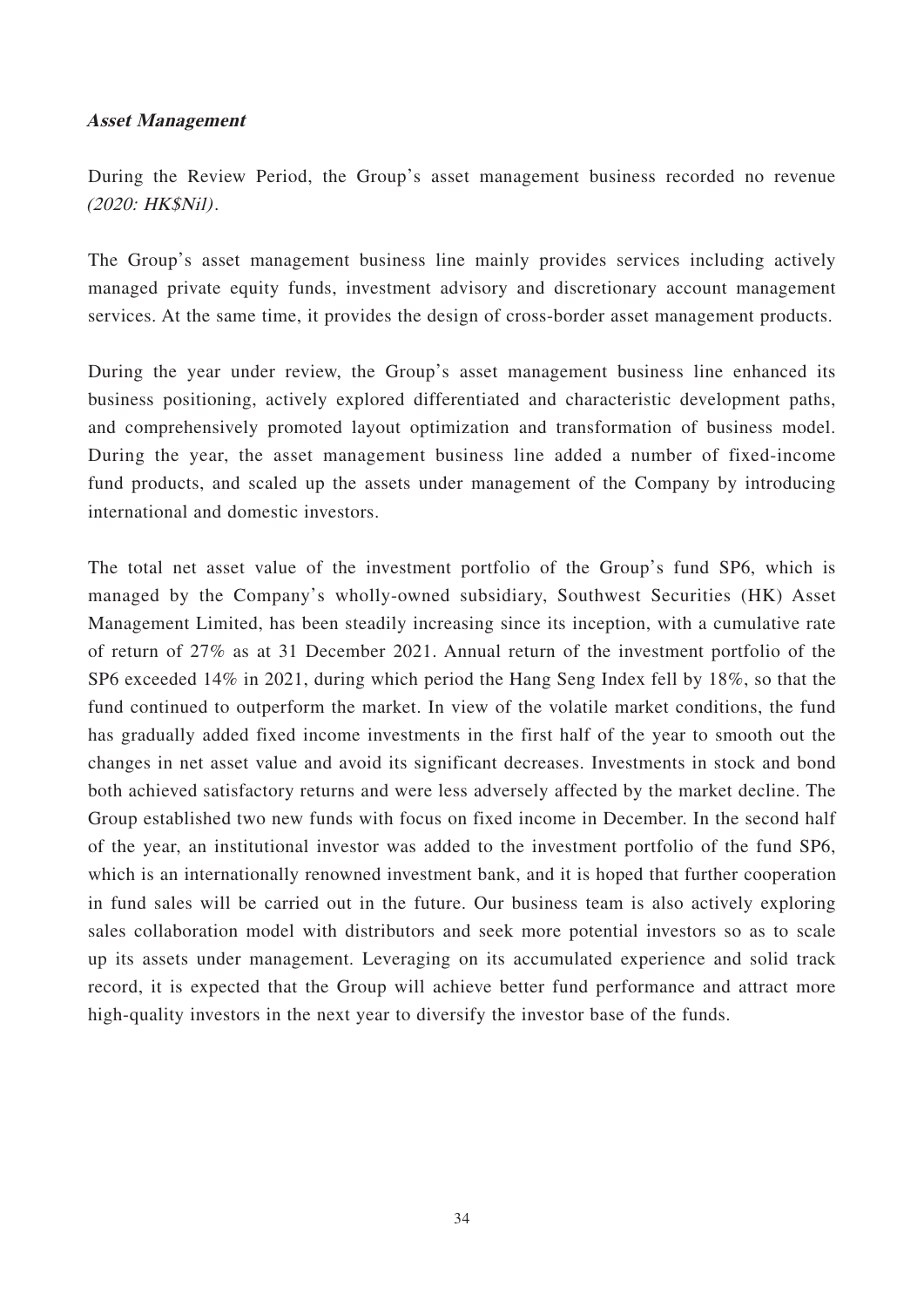***Asset Management***

During the Review Period, the Group's asset management business recorded no revenue *(2020: HK$Nil)*.

The Group's asset management business line mainly provides services including actively managed private equity funds, investment advisory and discretionary account management services. At the same time, it provides the design of cross-border asset management products.

During the year under review, the Group's asset management business line enhanced its business positioning, actively explored differentiated and characteristic development paths, and comprehensively promoted layout optimization and transformation of business model. During the year, the asset management business line added a number of fixed-income fund products, and scaled up the assets under management of the Company by introducing international and domestic investors.

The total net asset value of the investment portfolio of the Group's fund SP6, which is managed by the Company's wholly-owned subsidiary, Southwest Securities (HK) Asset Management Limited, has been steadily increasing since its inception, with a cumulative rate of return of 27% as at 31 December 2021. Annual return of the investment portfolio of the SP6 exceeded 14% in 2021, during which period the Hang Seng Index fell by 18%, so that the fund continued to outperform the market. In view of the volatile market conditions, the fund has gradually added fixed income investments in the first half of the year to smooth out the changes in net asset value and avoid its significant decreases. Investments in stock and bond both achieved satisfactory returns and were less adversely affected by the market decline. The Group established two new funds with focus on fixed income in December. In the second half of the year, an institutional investor was added to the investment portfolio of the fund SP6, which is an internationally renowned investment bank, and it is hoped that further cooperation in fund sales will be carried out in the future. Our business team is also actively exploring sales collaboration model with distributors and seek more potential investors so as to scale up its assets under management. Leveraging on its accumulated experience and solid track record, it is expected that the Group will achieve better fund performance and attract more high-quality investors in the next year to diversify the investor base of the funds.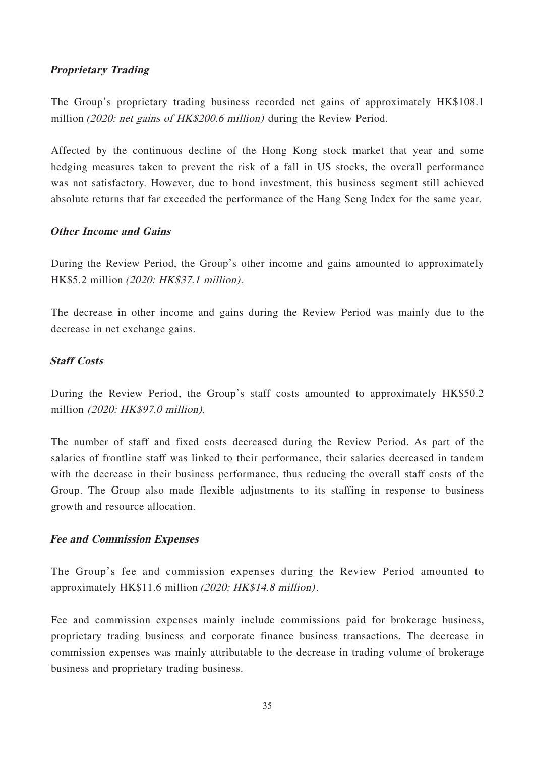### *Proprietary Trading*

The Group's proprietary trading business recorded net gains of approximately HK$108.1 million *(2020: net gains of HK$200.6 million)* during the Review Period.

Affected by the continuous decline of the Hong Kong stock market that year and some hedging measures taken to prevent the risk of a fall in US stocks, the overall performance was not satisfactory. However, due to bond investment, this business segment still achieved absolute returns that far exceeded the performance of the Hang Seng Index for the same year.

### *Other Income and Gains*

During the Review Period, the Group's other income and gains amounted to approximately HK$5.2 million *(2020: HK$37.1 million)*.

The decrease in other income and gains during the Review Period was mainly due to the decrease in net exchange gains.

### *Staff Costs*

During the Review Period, the Group's staff costs amounted to approximately HK$50.2 million *(2020: HK$97.0 million)*.

The number of staff and fixed costs decreased during the Review Period. As part of the salaries of frontline staff was linked to their performance, their salaries decreased in tandem with the decrease in their business performance, thus reducing the overall staff costs of the Group. The Group also made flexible adjustments to its staffing in response to business growth and resource allocation.

### *Fee and Commission Expenses*

The Group's fee and commission expenses during the Review Period amounted to approximately HK$11.6 million *(2020: HK$14.8 million)*.

Fee and commission expenses mainly include commissions paid for brokerage business, proprietary trading business and corporate finance business transactions. The decrease in commission expenses was mainly attributable to the decrease in trading volume of brokerage business and proprietary trading business.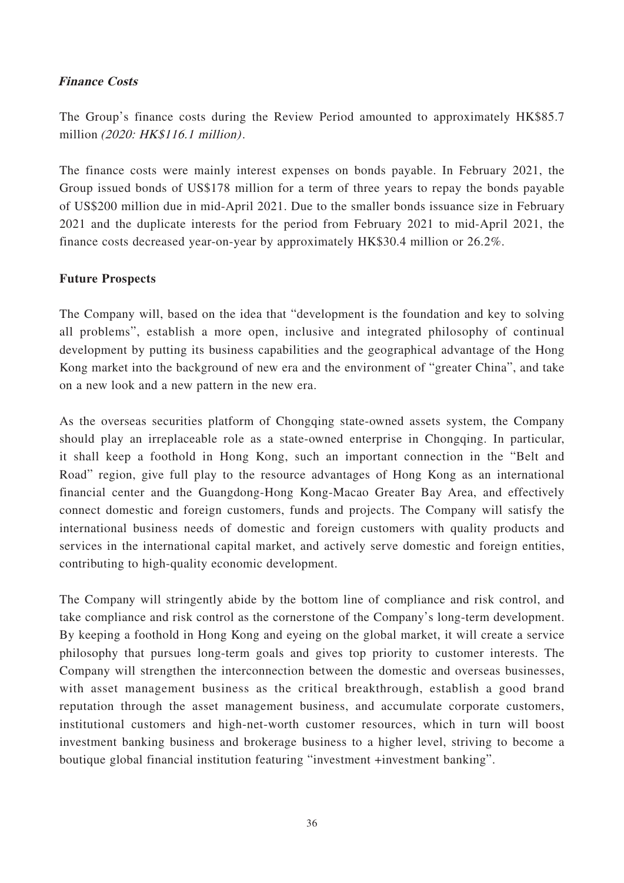***Finance Costs***

The Group's finance costs during the Review Period amounted to approximately HK$85.7 million *(2020: HK$116.1 million)*.

The finance costs were mainly interest expenses on bonds payable. In February 2021, the Group issued bonds of US$178 million for a term of three years to repay the bonds payable of US$200 million due in mid-April 2021. Due to the smaller bonds issuance size in February 2021 and the duplicate interests for the period from February 2021 to mid-April 2021, the finance costs decreased year-on-year by approximately HK$30.4 million or 26.2%.

**Future Prospects**

The Company will, based on the idea that "development is the foundation and key to solving all problems", establish a more open, inclusive and integrated philosophy of continual development by putting its business capabilities and the geographical advantage of the Hong Kong market into the background of new era and the environment of "greater China", and take on a new look and a new pattern in the new era.

As the overseas securities platform of Chongqing state-owned assets system, the Company should play an irreplaceable role as a state-owned enterprise in Chongqing. In particular, it shall keep a foothold in Hong Kong, such an important connection in the "Belt and Road" region, give full play to the resource advantages of Hong Kong as an international financial center and the Guangdong-Hong Kong-Macao Greater Bay Area, and effectively connect domestic and foreign customers, funds and projects. The Company will satisfy the international business needs of domestic and foreign customers with quality products and services in the international capital market, and actively serve domestic and foreign entities, contributing to high-quality economic development.

The Company will stringently abide by the bottom line of compliance and risk control, and take compliance and risk control as the cornerstone of the Company's long-term development. By keeping a foothold in Hong Kong and eyeing on the global market, it will create a service philosophy that pursues long-term goals and gives top priority to customer interests. The Company will strengthen the interconnection between the domestic and overseas businesses, with asset management business as the critical breakthrough, establish a good brand reputation through the asset management business, and accumulate corporate customers, institutional customers and high-net-worth customer resources, which in turn will boost investment banking business and brokerage business to a higher level, striving to become a boutique global financial institution featuring "investment +investment banking".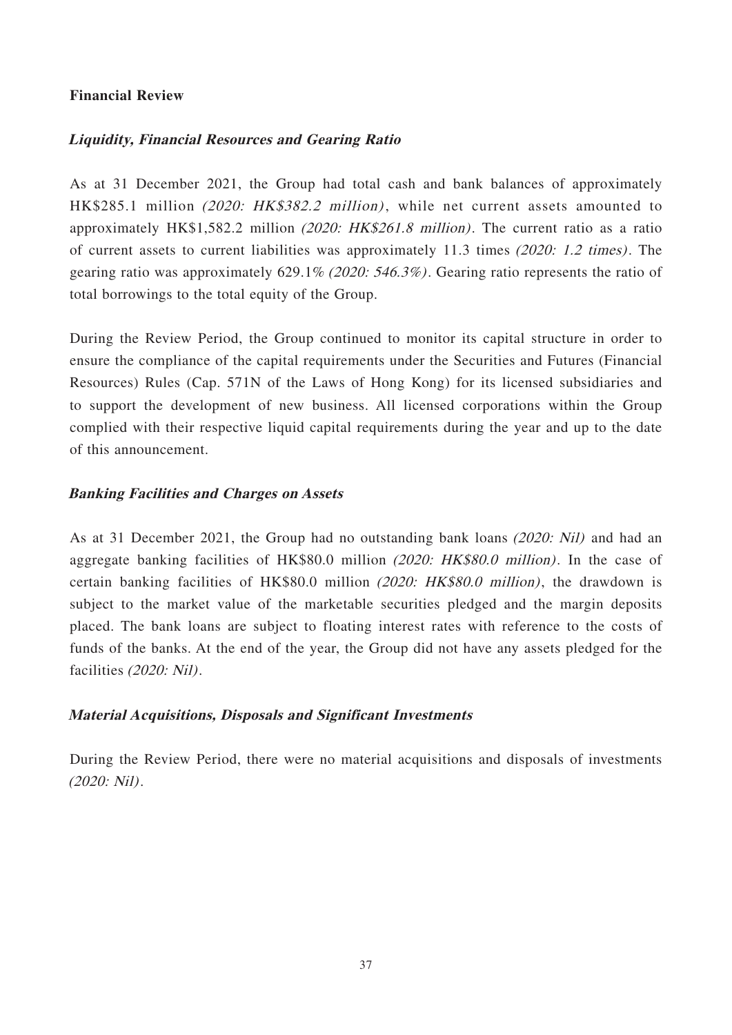## Financial Review

### *Liquidity, Financial Resources and Gearing Ratio*

As at 31 December 2021, the Group had total cash and bank balances of approximately HK$285.1 million *(2020: HK$382.2 million)*, while net current assets amounted to approximately HK$1,582.2 million *(2020: HK$261.8 million)*. The current ratio as a ratio of current assets to current liabilities was approximately 11.3 times *(2020: 1.2 times)*. The gearing ratio was approximately 629.1% *(2020: 546.3%)*. Gearing ratio represents the ratio of total borrowings to the total equity of the Group.

During the Review Period, the Group continued to monitor its capital structure in order to ensure the compliance of the capital requirements under the Securities and Futures (Financial Resources) Rules (Cap. 571N of the Laws of Hong Kong) for its licensed subsidiaries and to support the development of new business. All licensed corporations within the Group complied with their respective liquid capital requirements during the year and up to the date of this announcement.

### *Banking Facilities and Charges on Assets*

As at 31 December 2021, the Group had no outstanding bank loans *(2020: Nil)* and had an aggregate banking facilities of HK$80.0 million *(2020: HK$80.0 million)*. In the case of certain banking facilities of HK$80.0 million *(2020: HK$80.0 million)*, the drawdown is subject to the market value of the marketable securities pledged and the margin deposits placed. The bank loans are subject to floating interest rates with reference to the costs of funds of the banks. At the end of the year, the Group did not have any assets pledged for the facilities *(2020: Nil)*.

### *Material Acquisitions, Disposals and Significant Investments*

During the Review Period, there were no material acquisitions and disposals of investments *(2020: Nil)*.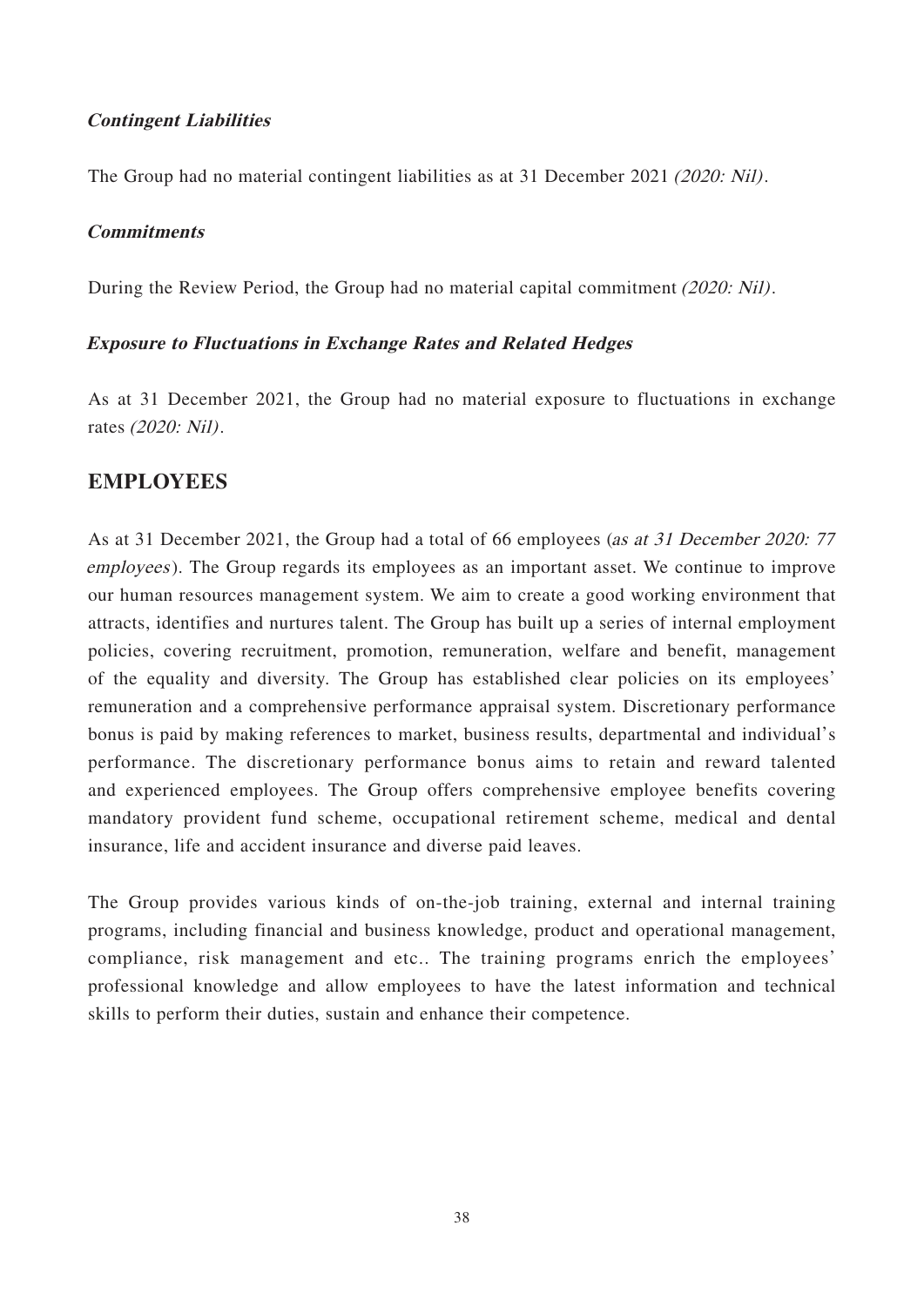***Contingent Liabilities***

The Group had no material contingent liabilities as at 31 December 2021 *(2020: Nil)*.

***Commitments***

During the Review Period, the Group had no material capital commitment *(2020: Nil)*.

***Exposure to Fluctuations in Exchange Rates and Related Hedges***

As at 31 December 2021, the Group had no material exposure to fluctuations in exchange rates *(2020: Nil)*.

## EMPLOYEES

As at 31 December 2021, the Group had a total of 66 employees (*as at 31 December 2020: 77 employees*). The Group regards its employees as an important asset. We continue to improve our human resources management system. We aim to create a good working environment that attracts, identifies and nurtures talent. The Group has built up a series of internal employment policies, covering recruitment, promotion, remuneration, welfare and benefit, management of the equality and diversity. The Group has established clear policies on its employees' remuneration and a comprehensive performance appraisal system. Discretionary performance bonus is paid by making references to market, business results, departmental and individual's performance. The discretionary performance bonus aims to retain and reward talented and experienced employees. The Group offers comprehensive employee benefits covering mandatory provident fund scheme, occupational retirement scheme, medical and dental insurance, life and accident insurance and diverse paid leaves.

The Group provides various kinds of on-the-job training, external and internal training programs, including financial and business knowledge, product and operational management, compliance, risk management and etc.. The training programs enrich the employees' professional knowledge and allow employees to have the latest information and technical skills to perform their duties, sustain and enhance their competence.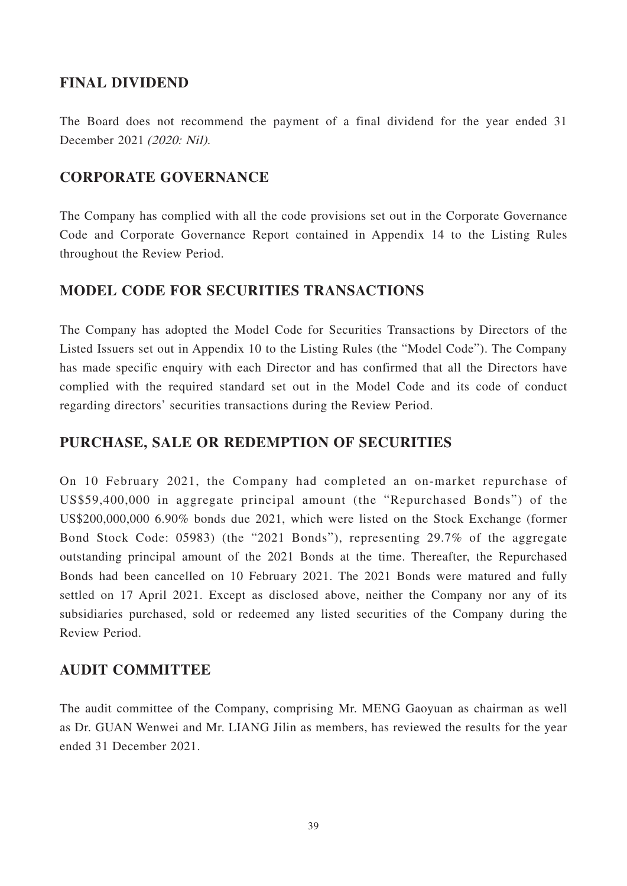## FINAL DIVIDEND

The Board does not recommend the payment of a final dividend for the year ended 31 December 2021 *(2020: Nil)*.

## CORPORATE GOVERNANCE

The Company has complied with all the code provisions set out in the Corporate Governance Code and Corporate Governance Report contained in Appendix 14 to the Listing Rules throughout the Review Period.

## MODEL CODE FOR SECURITIES TRANSACTIONS

The Company has adopted the Model Code for Securities Transactions by Directors of the Listed Issuers set out in Appendix 10 to the Listing Rules (the "Model Code"). The Company has made specific enquiry with each Director and has confirmed that all the Directors have complied with the required standard set out in the Model Code and its code of conduct regarding directors' securities transactions during the Review Period.

## PURCHASE, SALE OR REDEMPTION OF SECURITIES

On 10 February 2021, the Company had completed an on-market repurchase of US$59,400,000 in aggregate principal amount (the "Repurchased Bonds") of the US$200,000,000 6.90% bonds due 2021, which were listed on the Stock Exchange (former Bond Stock Code: 05983) (the "2021 Bonds"), representing 29.7% of the aggregate outstanding principal amount of the 2021 Bonds at the time. Thereafter, the Repurchased Bonds had been cancelled on 10 February 2021. The 2021 Bonds were matured and fully settled on 17 April 2021. Except as disclosed above, neither the Company nor any of its subsidiaries purchased, sold or redeemed any listed securities of the Company during the Review Period.

## AUDIT COMMITTEE

The audit committee of the Company, comprising Mr. MENG Gaoyuan as chairman as well as Dr. GUAN Wenwei and Mr. LIANG Jilin as members, has reviewed the results for the year ended 31 December 2021.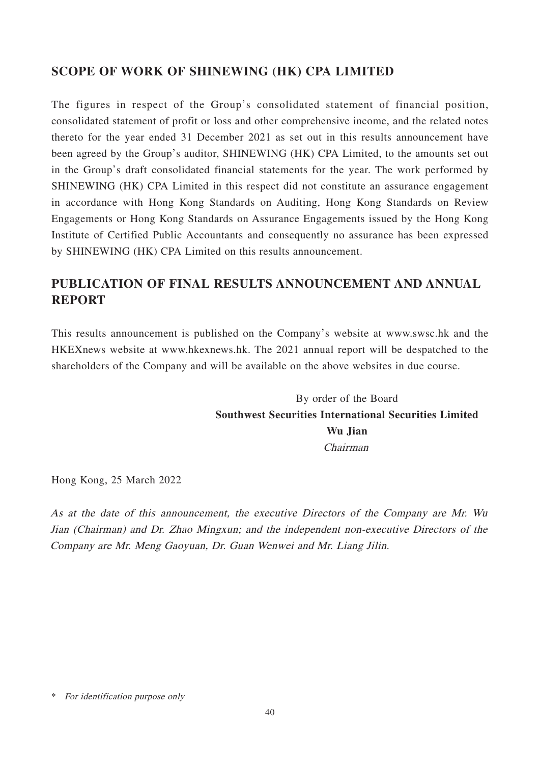## SCOPE OF WORK OF SHINEWING (HK) CPA LIMITED

The figures in respect of the Group's consolidated statement of financial position, consolidated statement of profit or loss and other comprehensive income, and the related notes thereto for the year ended 31 December 2021 as set out in this results announcement have been agreed by the Group's auditor, SHINEWING (HK) CPA Limited, to the amounts set out in the Group's draft consolidated financial statements for the year. The work performed by SHINEWING (HK) CPA Limited in this respect did not constitute an assurance engagement in accordance with Hong Kong Standards on Auditing, Hong Kong Standards on Review Engagements or Hong Kong Standards on Assurance Engagements issued by the Hong Kong Institute of Certified Public Accountants and consequently no assurance has been expressed by SHINEWING (HK) CPA Limited on this results announcement.

## PUBLICATION OF FINAL RESULTS ANNOUNCEMENT AND ANNUAL REPORT

This results announcement is published on the Company's website at www.swsc.hk and the HKEXnews website at www.hkexnews.hk. The 2021 annual report will be despatched to the shareholders of the Company and will be available on the above websites in due course.

By order of the Board
**Southwest Securities International Securities Limited**
**Wu Jian**
*Chairman*

Hong Kong, 25 March 2022

*As at the date of this announcement, the executive Directors of the Company are Mr. Wu Jian (Chairman) and Dr. Zhao Mingxun; and the independent non-executive Directors of the Company are Mr. Meng Gaoyuan, Dr. Guan Wenwei and Mr. Liang Jilin.*

\* *For identification purpose only*